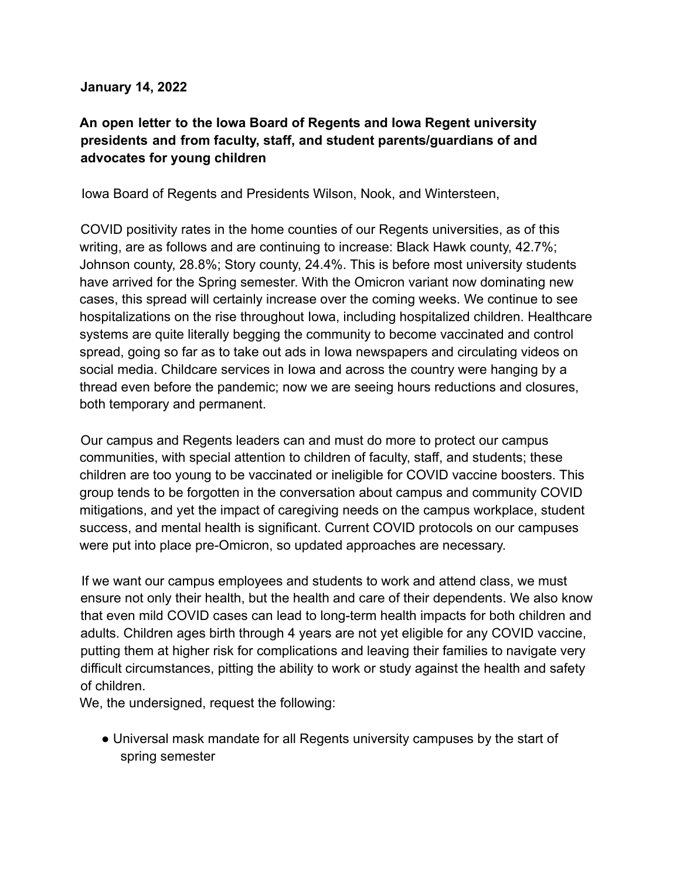**January 14, 2022**

## An open letter to the Iowa Board of Regents and Iowa Regent university presidents and from faculty, staff, and student parents/guardians of and advocates for young children

Iowa Board of Regents and Presidents Wilson, Nook, and Wintersteen,

COVID positivity rates in the home counties of our Regents universities, as of this writing, are as follows and are continuing to increase: Black Hawk county, 42.7%; Johnson county, 28.8%; Story county, 24.4%. This is before most university students have arrived for the Spring semester. With the Omicron variant now dominating new cases, this spread will certainly increase over the coming weeks. We continue to see hospitalizations on the rise throughout Iowa, including hospitalized children. Healthcare systems are quite literally begging the community to become vaccinated and control spread, going so far as to take out ads in Iowa newspapers and circulating videos on social media. Childcare services in Iowa and across the country were hanging by a thread even before the pandemic; now we are seeing hours reductions and closures, both temporary and permanent.

Our campus and Regents leaders can and must do more to protect our campus communities, with special attention to children of faculty, staff, and students; these children are too young to be vaccinated or ineligible for COVID vaccine boosters. This group tends to be forgotten in the conversation about campus and community COVID mitigations, and yet the impact of caregiving needs on the campus workplace, student success, and mental health is significant. Current COVID protocols on our campuses were put into place pre-Omicron, so updated approaches are necessary.

If we want our campus employees and students to work and attend class, we must ensure not only their health, but the health and care of their dependents. We also know that even mild COVID cases can lead to long-term health impacts for both children and adults. Children ages birth through 4 years are not yet eligible for any COVID vaccine, putting them at higher risk for complications and leaving their families to navigate very difficult circumstances, pitting the ability to work or study against the health and safety of children.

We, the undersigned, request the following:

- Universal mask mandate for all Regents university campuses by the start of spring semester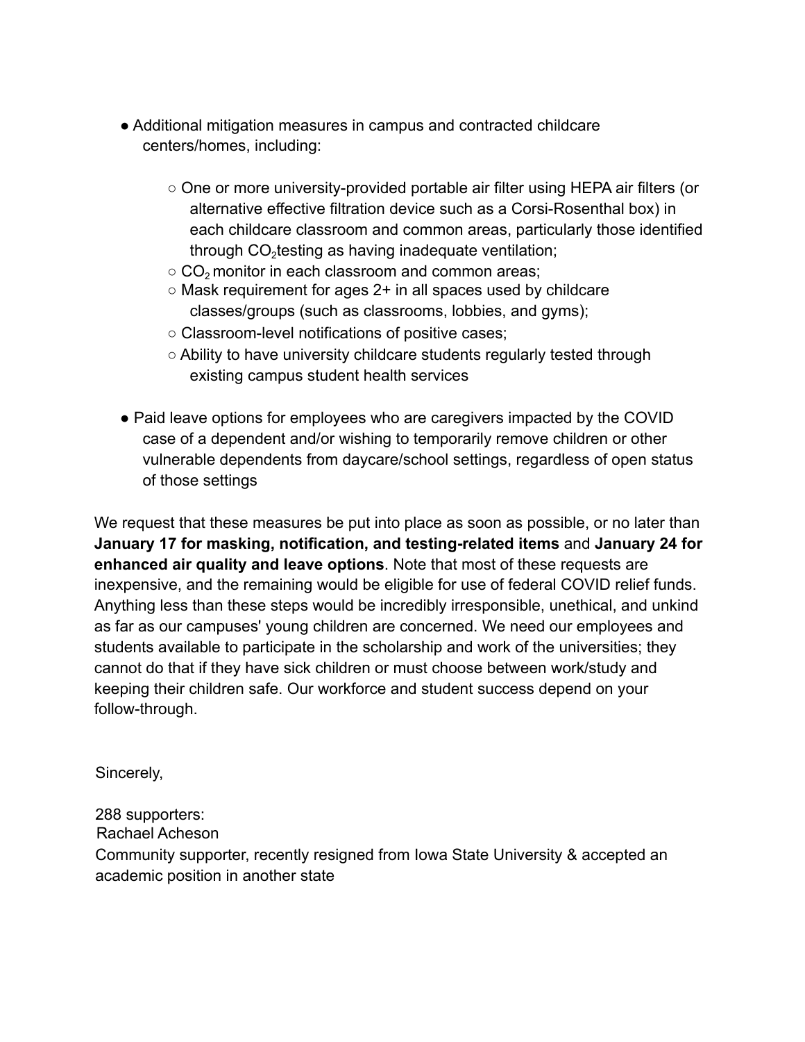- Additional mitigation measures in campus and contracted childcare centers/homes, including:
    - One or more university-provided portable air filter using HEPA air filters (or alternative effective filtration device such as a Corsi-Rosenthal box) in each childcare classroom and common areas, particularly those identified through $CO_2$testing as having inadequate ventilation;
    - $CO_2$ monitor in each classroom and common areas;
    - Mask requirement for ages 2+ in all spaces used by childcare classes/groups (such as classrooms, lobbies, and gyms);
    - Classroom-level notifications of positive cases;
    - Ability to have university childcare students regularly tested through existing campus student health services

- Paid leave options for employees who are caregivers impacted by the COVID case of a dependent and/or wishing to temporarily remove children or other vulnerable dependents from daycare/school settings, regardless of open status of those settings

We request that these measures be put into place as soon as possible, or no later than **January 17 for masking, notification, and testing-related items** and **January 24 for enhanced air quality and leave options**. Note that most of these requests are inexpensive, and the remaining would be eligible for use of federal COVID relief funds. Anything less than these steps would be incredibly irresponsible, unethical, and unkind as far as our campuses' young children are concerned. We need our employees and students available to participate in the scholarship and work of the universities; they cannot do that if they have sick children or must choose between work/study and keeping their children safe. Our workforce and student success depend on your follow-through.

Sincerely,

288 supporters:
Rachael Acheson
Community supporter, recently resigned from Iowa State University & accepted an academic position in another state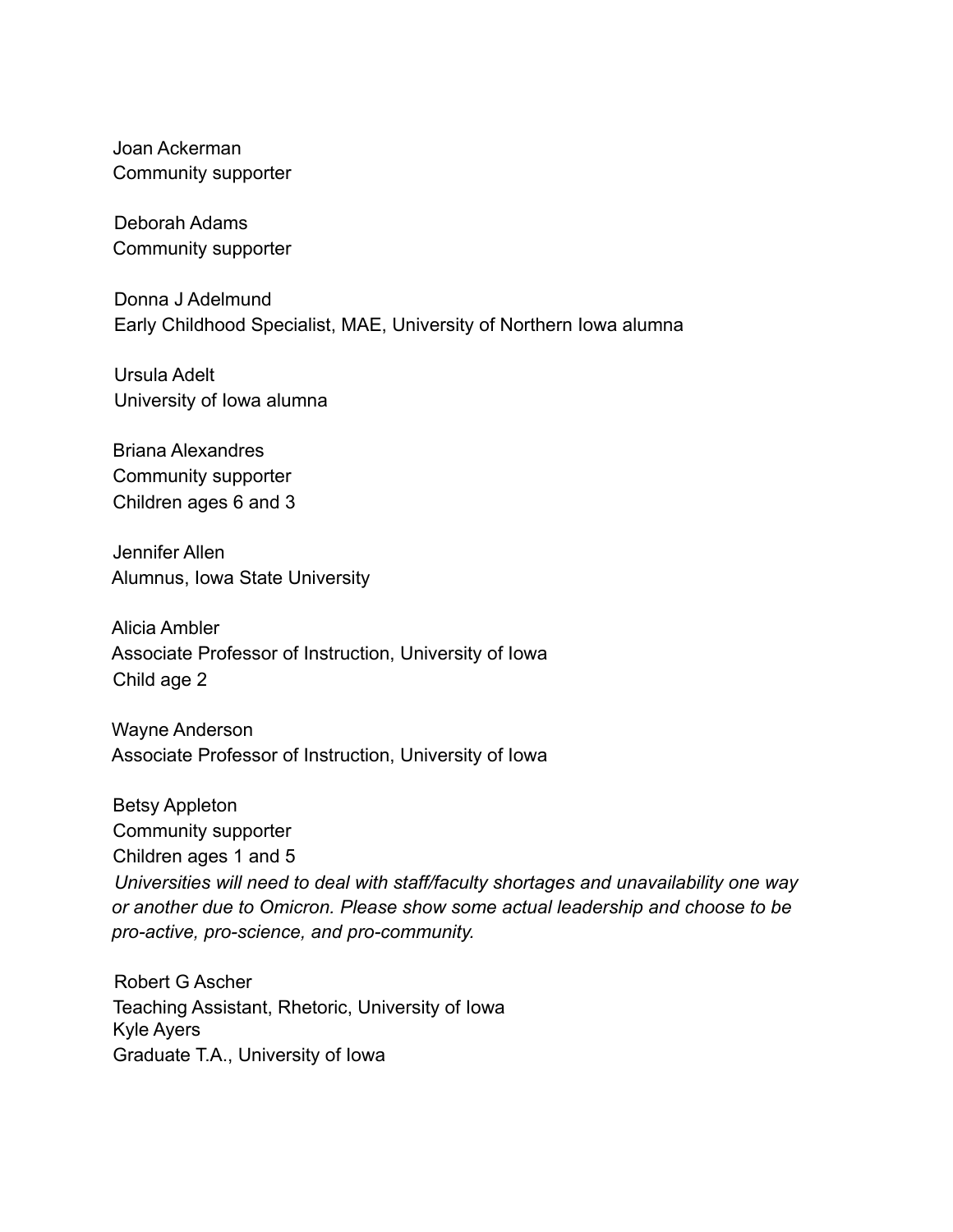Joan Ackerman
Community supporter

Deborah Adams
Community supporter

Donna J Adelmund
Early Childhood Specialist, MAE, University of Northern Iowa alumna

Ursula Adelt
University of Iowa alumna

Briana Alexandres
Community supporter
Children ages 6 and 3

Jennifer Allen
Alumnus, Iowa State University

Alicia Ambler
Associate Professor of Instruction, University of Iowa
Child age 2

Wayne Anderson
Associate Professor of Instruction, University of Iowa

Betsy Appleton
Community supporter
Children ages 1 and 5
*Universities will need to deal with staff/faculty shortages and unavailability one way or another due to Omicron. Please show some actual leadership and choose to be pro-active, pro-science, and pro-community.*

Robert G Ascher
Teaching Assistant, Rhetoric, University of Iowa
Kyle Ayers
Graduate T.A., University of Iowa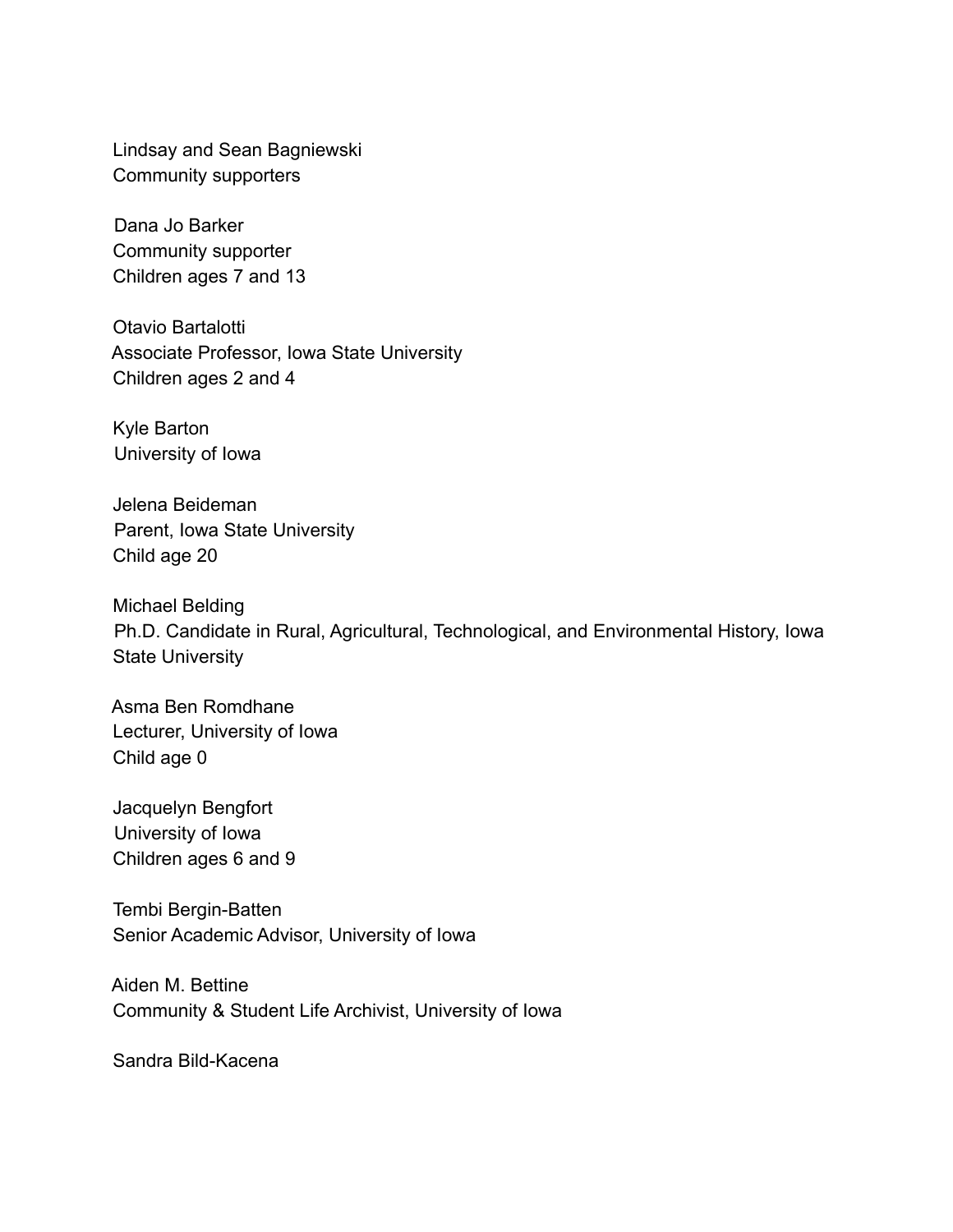Lindsay and Sean Bagniewski
Community supporters

Dana Jo Barker
Community supporter
Children ages 7 and 13

Otavio Bartalotti
Associate Professor, Iowa State University
Children ages 2 and 4

Kyle Barton
University of Iowa

Jelena Beideman
Parent, Iowa State University
Child age 20

Michael Belding
Ph.D. Candidate in Rural, Agricultural, Technological, and Environmental History, Iowa State University

Asma Ben Romdhane
Lecturer, University of Iowa
Child age 0

Jacquelyn Bengfort
University of Iowa
Children ages 6 and 9

Tembi Bergin-Batten
Senior Academic Advisor, University of Iowa

Aiden M. Bettine
Community & Student Life Archivist, University of Iowa

Sandra Bild-Kacena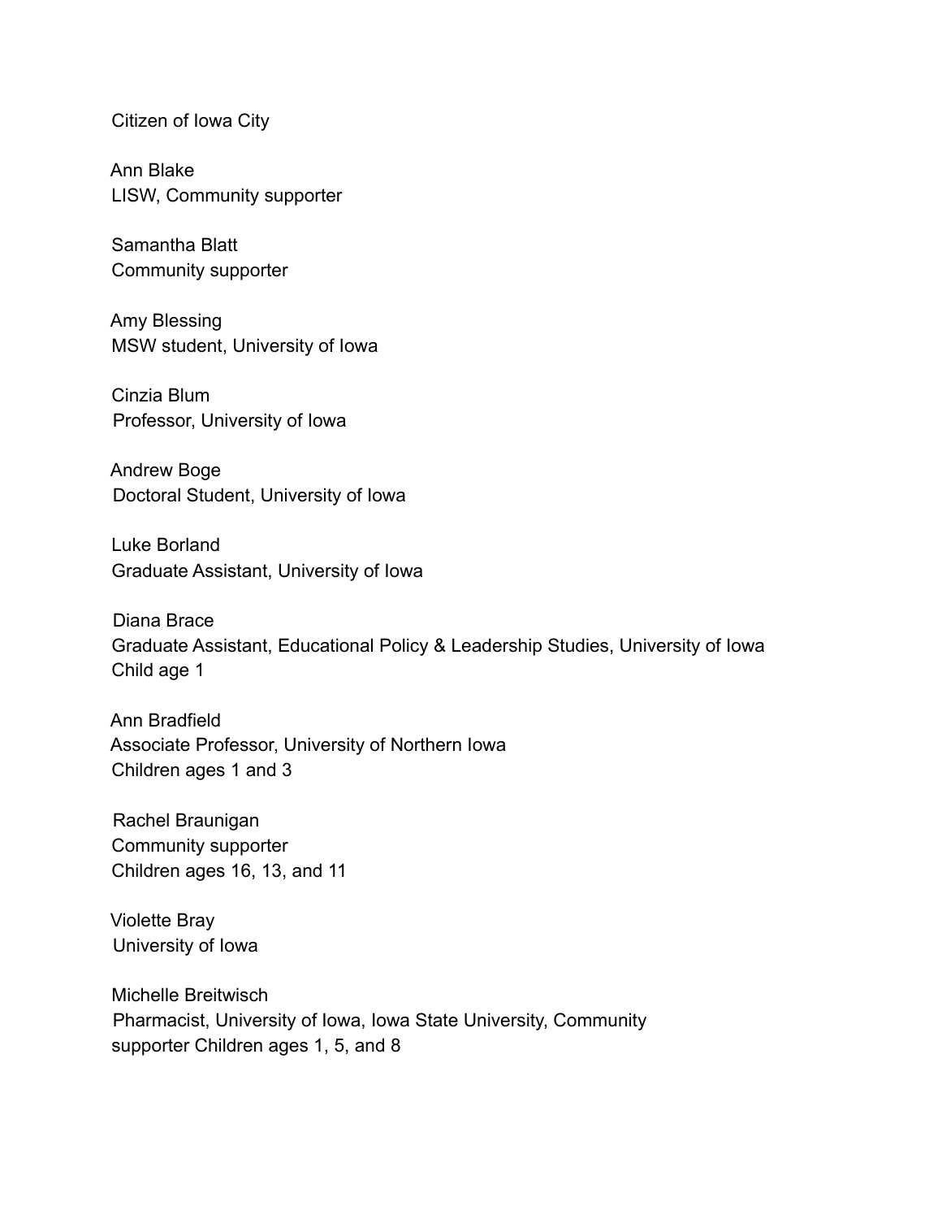Citizen of Iowa City

Ann Blake
LISW, Community supporter

Samantha Blatt
Community supporter

Amy Blessing
MSW student, University of Iowa

Cinzia Blum
Professor, University of Iowa

Andrew Boge
Doctoral Student, University of Iowa

Luke Borland
Graduate Assistant, University of Iowa

Diana Brace
Graduate Assistant, Educational Policy & Leadership Studies, University of Iowa
Child age 1

Ann Bradfield
Associate Professor, University of Northern Iowa
Children ages 1 and 3

Rachel Braunigan
Community supporter
Children ages 16, 13, and 11

Violette Bray
University of Iowa

Michelle Breitwisch
Pharmacist, University of Iowa, Iowa State University, Community
supporter Children ages 1, 5, and 8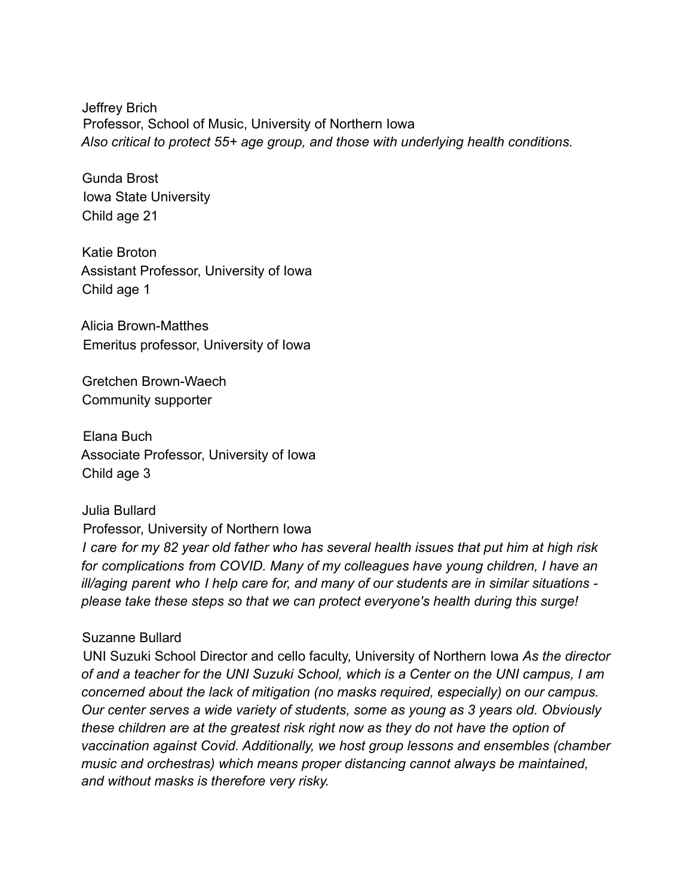Jeffrey Brich
Professor, School of Music, University of Northern Iowa
*Also critical to protect 55+ age group, and those with underlying health conditions.*

Gunda Brost
Iowa State University
Child age 21

Katie Broton
Assistant Professor, University of Iowa
Child age 1

Alicia Brown-Matthes
Emeritus professor, University of Iowa

Gretchen Brown-Waech
Community supporter

Elana Buch
Associate Professor, University of Iowa
Child age 3

Julia Bullard
Professor, University of Northern Iowa
*I care for my 82 year old father who has several health issues that put him at high risk for complications from COVID. Many of my colleagues have young children, I have an ill/aging parent who I help care for, and many of our students are in similar situations - please take these steps so that we can protect everyone's health during this surge!*

Suzanne Bullard
UNI Suzuki School Director and cello faculty, University of Northern Iowa *As the director of and a teacher for the UNI Suzuki School, which is a Center on the UNI campus, I am concerned about the lack of mitigation (no masks required, especially) on our campus. Our center serves a wide variety of students, some as young as 3 years old. Obviously these children are at the greatest risk right now as they do not have the option of vaccination against Covid. Additionally, we host group lessons and ensembles (chamber music and orchestras) which means proper distancing cannot always be maintained, and without masks is therefore very risky.*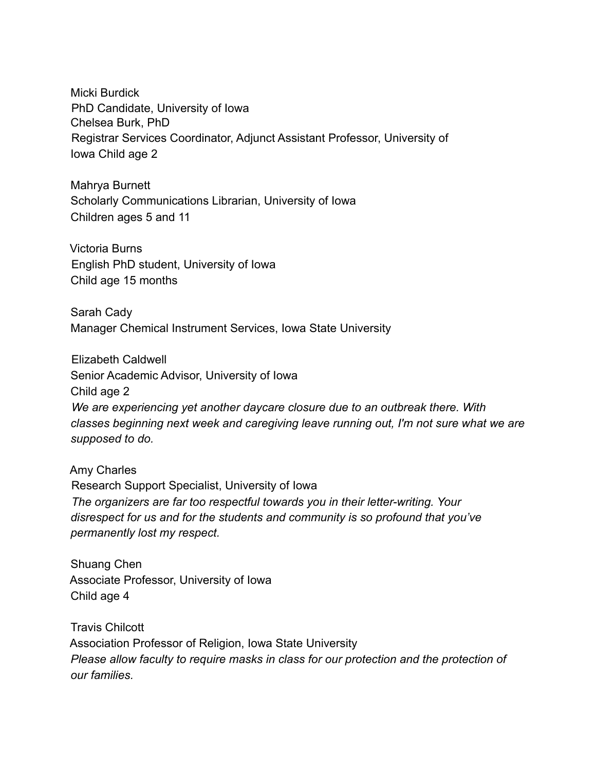Micki Burdick
PhD Candidate, University of Iowa
Chelsea Burk, PhD
Registrar Services Coordinator, Adjunct Assistant Professor, University of Iowa Child age 2

Mahrya Burnett
Scholarly Communications Librarian, University of Iowa
Children ages 5 and 11

Victoria Burns
English PhD student, University of Iowa
Child age 15 months

Sarah Cady
Manager Chemical Instrument Services, Iowa State University

Elizabeth Caldwell
Senior Academic Advisor, University of Iowa
Child age 2
*We are experiencing yet another daycare closure due to an outbreak there. With classes beginning next week and caregiving leave running out, I'm not sure what we are supposed to do.*

Amy Charles
Research Support Specialist, University of Iowa
*The organizers are far too respectful towards you in their letter-writing. Your disrespect for us and for the students and community is so profound that you've permanently lost my respect.*

Shuang Chen
Associate Professor, University of Iowa
Child age 4

Travis Chilcott
Association Professor of Religion, Iowa State University
*Please allow faculty to require masks in class for our protection and the protection of our families.*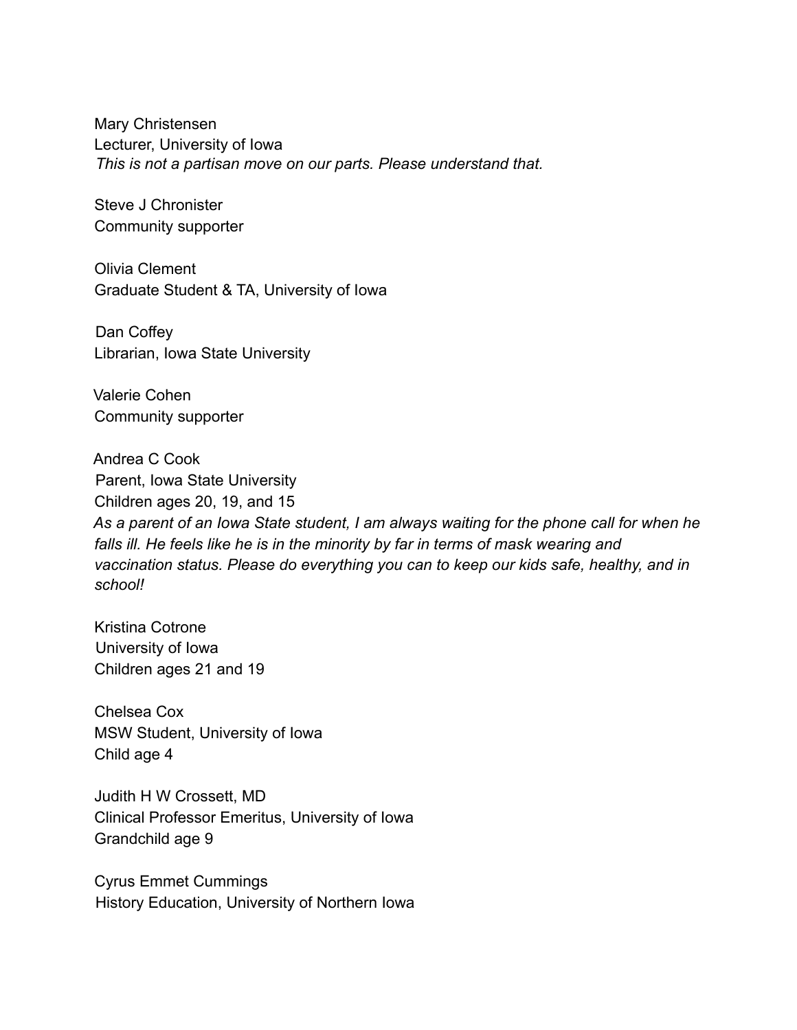Mary Christensen  
Lecturer, University of Iowa  
*This is not a partisan move on our parts. Please understand that.*

Steve J Chronister  
Community supporter

Olivia Clement  
Graduate Student & TA, University of Iowa

Dan Coffey  
Librarian, Iowa State University

Valerie Cohen  
Community supporter

Andrea C Cook  
Parent, Iowa State University  
Children ages 20, 19, and 15  
*As a parent of an Iowa State student, I am always waiting for the phone call for when he falls ill. He feels like he is in the minority by far in terms of mask wearing and vaccination status. Please do everything you can to keep our kids safe, healthy, and in school!*

Kristina Cotrone  
University of Iowa  
Children ages 21 and 19

Chelsea Cox  
MSW Student, University of Iowa  
Child age 4

Judith H W Crossett, MD  
Clinical Professor Emeritus, University of Iowa  
Grandchild age 9

Cyrus Emmet Cummings  
History Education, University of Northern Iowa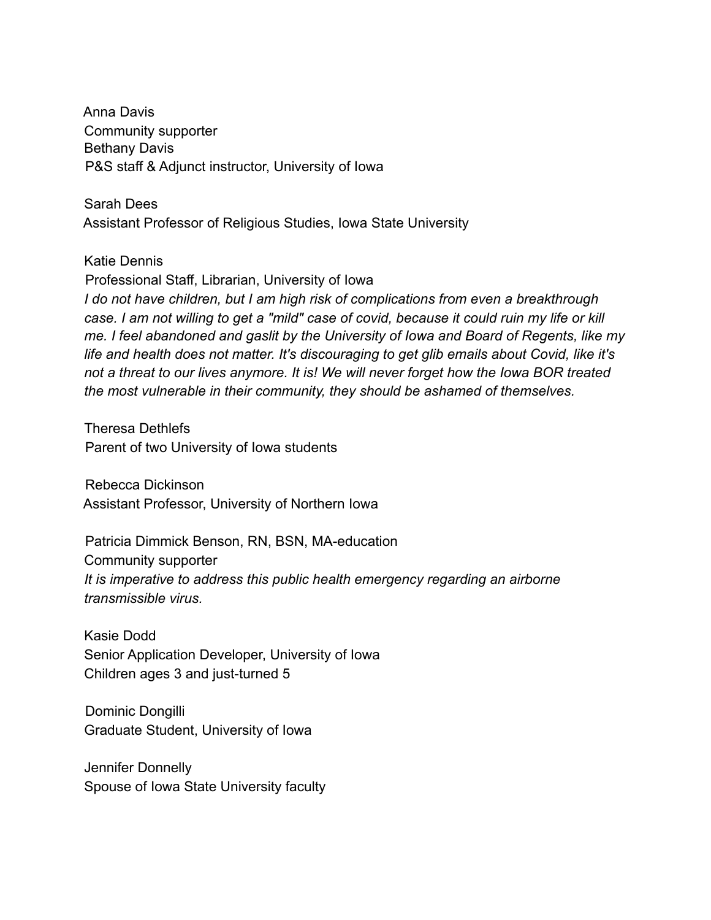Anna Davis
Community supporter
Bethany Davis
P&S staff & Adjunct instructor, University of Iowa

Sarah Dees
Assistant Professor of Religious Studies, Iowa State University

Katie Dennis
Professional Staff, Librarian, University of Iowa
*I do not have children, but I am high risk of complications from even a breakthrough case. I am not willing to get a "mild" case of covid, because it could ruin my life or kill me. I feel abandoned and gaslit by the University of Iowa and Board of Regents, like my life and health does not matter. It's discouraging to get glib emails about Covid, like it's not a threat to our lives anymore. It is! We will never forget how the Iowa BOR treated the most vulnerable in their community, they should be ashamed of themselves.*

Theresa Dethlefs
Parent of two University of Iowa students

Rebecca Dickinson
Assistant Professor, University of Northern Iowa

Patricia Dimmick Benson, RN, BSN, MA-education
Community supporter
*It is imperative to address this public health emergency regarding an airborne transmissible virus.*

Kasie Dodd
Senior Application Developer, University of Iowa
Children ages 3 and just-turned 5

Dominic Dongilli
Graduate Student, University of Iowa

Jennifer Donnelly
Spouse of Iowa State University faculty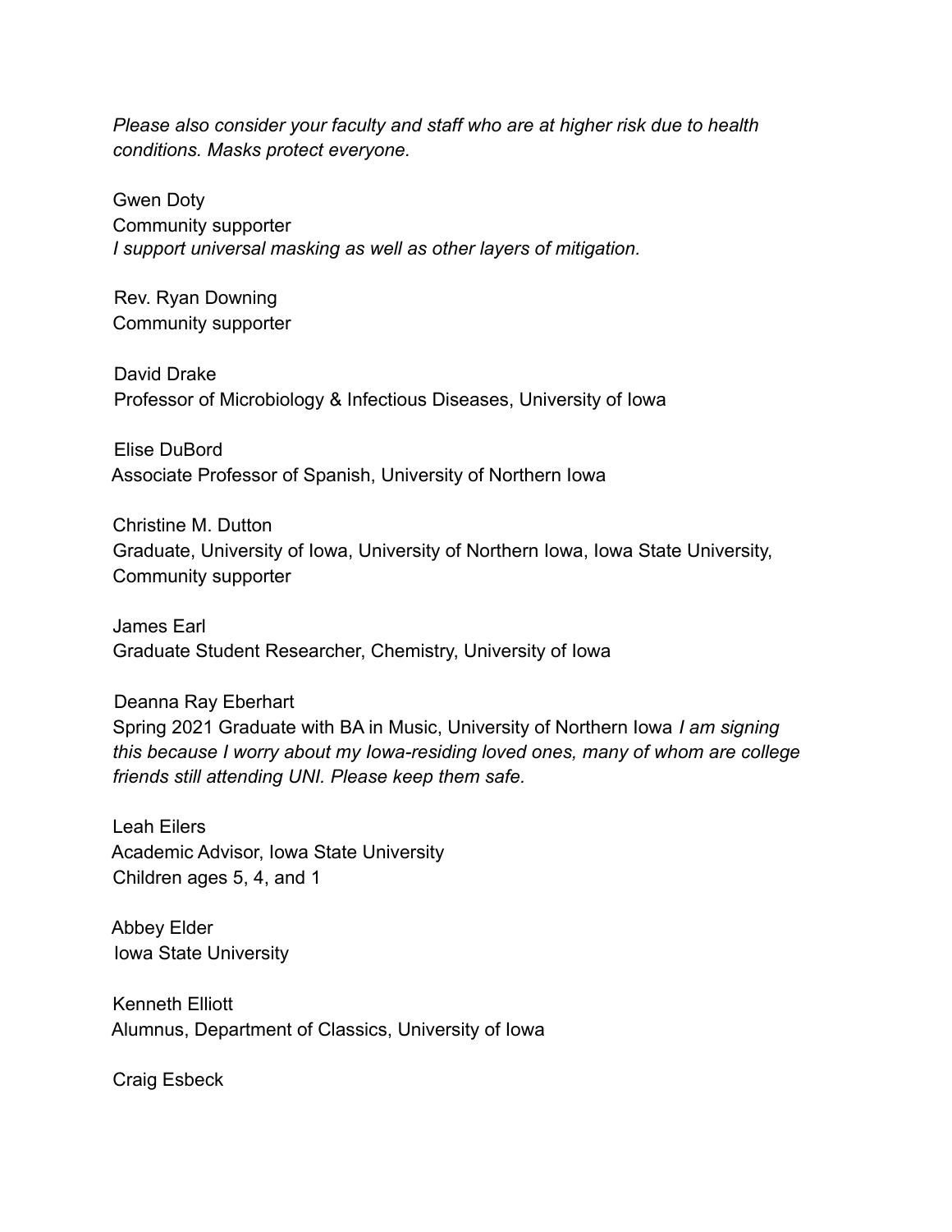*Please also consider your faculty and staff who are at higher risk due to health conditions. Masks protect everyone.*

Gwen Doty
Community supporter
*I support universal masking as well as other layers of mitigation.*

Rev. Ryan Downing
Community supporter

David Drake
Professor of Microbiology & Infectious Diseases, University of Iowa

Elise DuBord
Associate Professor of Spanish, University of Northern Iowa

Christine M. Dutton
Graduate, University of Iowa, University of Northern Iowa, Iowa State University, Community supporter

James Earl
Graduate Student Researcher, Chemistry, University of Iowa

Deanna Ray Eberhart
Spring 2021 Graduate with BA in Music, University of Northern Iowa *I am signing this because I worry about my Iowa-residing loved ones, many of whom are college friends still attending UNI. Please keep them safe.*

Leah Eilers
Academic Advisor, Iowa State University
Children ages 5, 4, and 1

Abbey Elder
Iowa State University

Kenneth Elliott
Alumnus, Department of Classics, University of Iowa

Craig Esbeck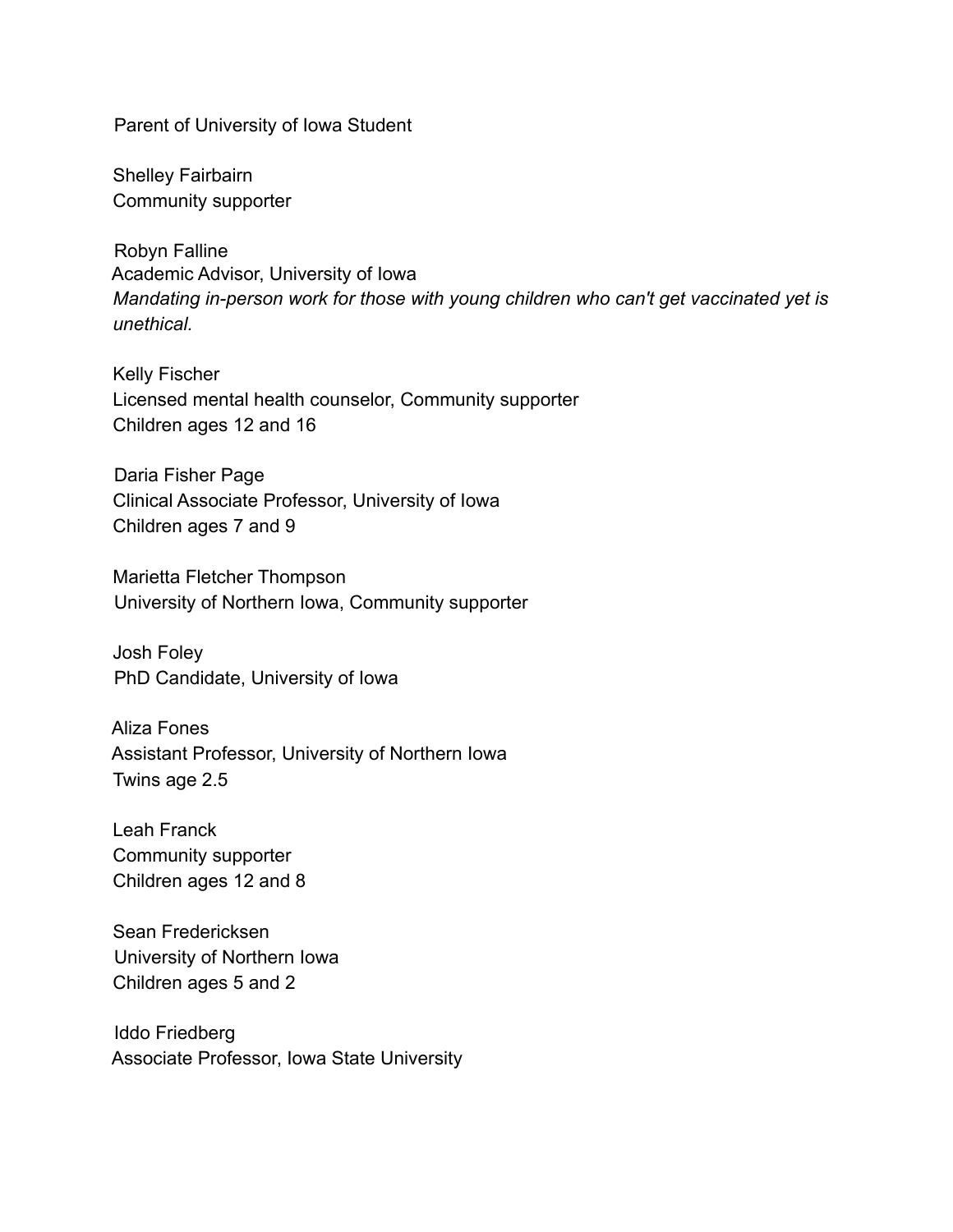Parent of University of Iowa Student

Shelley Fairbairn
Community supporter

Robyn Falline
Academic Advisor, University of Iowa
*Mandating in-person work for those with young children who can't get vaccinated yet is unethical.*

Kelly Fischer
Licensed mental health counselor, Community supporter
Children ages 12 and 16

Daria Fisher Page
Clinical Associate Professor, University of Iowa
Children ages 7 and 9

Marietta Fletcher Thompson
University of Northern Iowa, Community supporter

Josh Foley
PhD Candidate, University of Iowa

Aliza Fones
Assistant Professor, University of Northern Iowa
Twins age 2.5

Leah Franck
Community supporter
Children ages 12 and 8

Sean Fredericksen
University of Northern Iowa
Children ages 5 and 2

Iddo Friedberg
Associate Professor, Iowa State University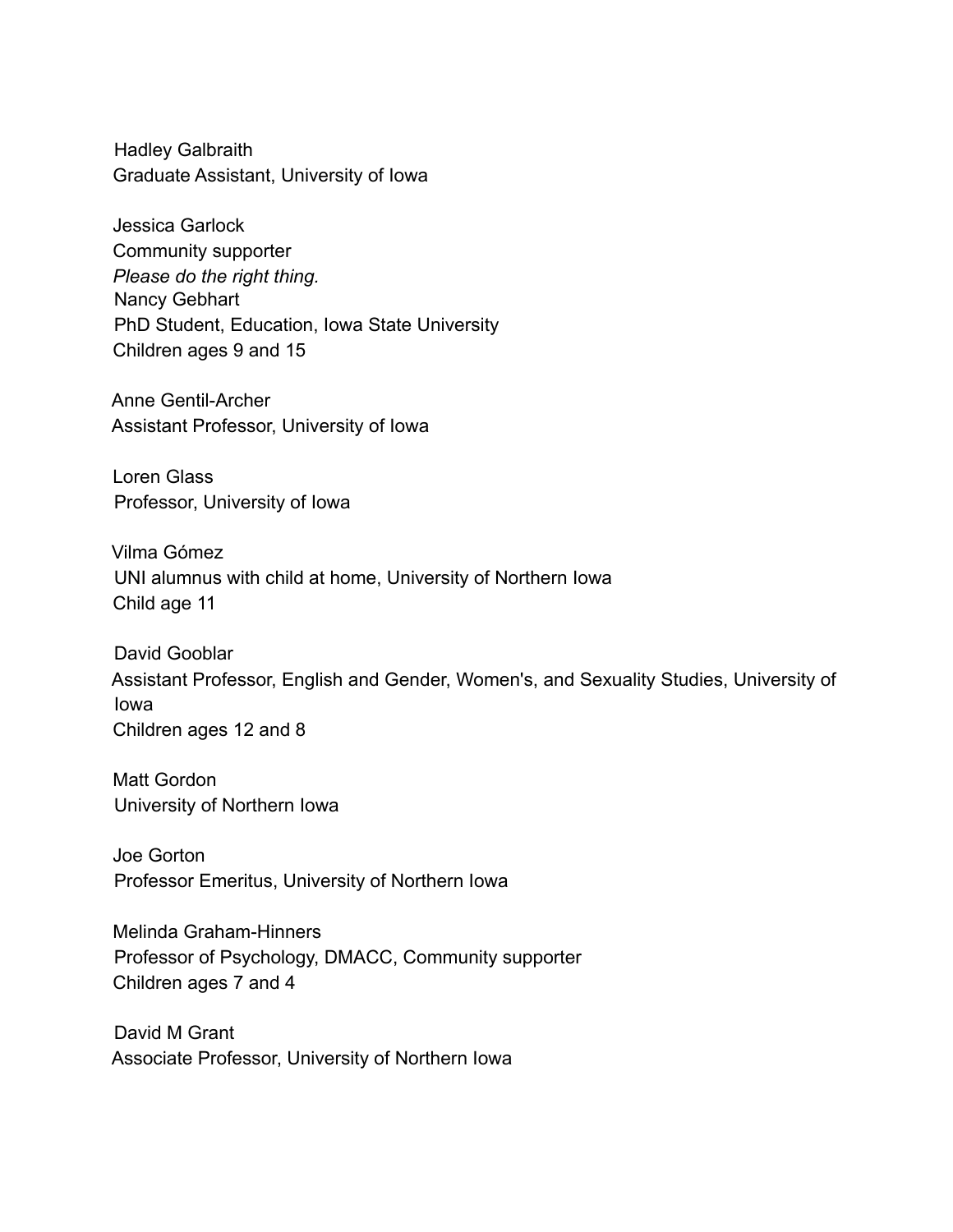Hadley Galbraith
Graduate Assistant, University of Iowa

Jessica Garlock
Community supporter
*Please do the right thing.*
Nancy Gebhart
PhD Student, Education, Iowa State University
Children ages 9 and 15

Anne Gentil-Archer
Assistant Professor, University of Iowa

Loren Glass
Professor, University of Iowa

Vilma Gómez
UNI alumnus with child at home, University of Northern Iowa
Child age 11

David Gooblar
Assistant Professor, English and Gender, Women's, and Sexuality Studies, University of Iowa
Children ages 12 and 8

Matt Gordon
University of Northern Iowa

Joe Gorton
Professor Emeritus, University of Northern Iowa

Melinda Graham-Hinners
Professor of Psychology, DMACC, Community supporter
Children ages 7 and 4

David M Grant
Associate Professor, University of Northern Iowa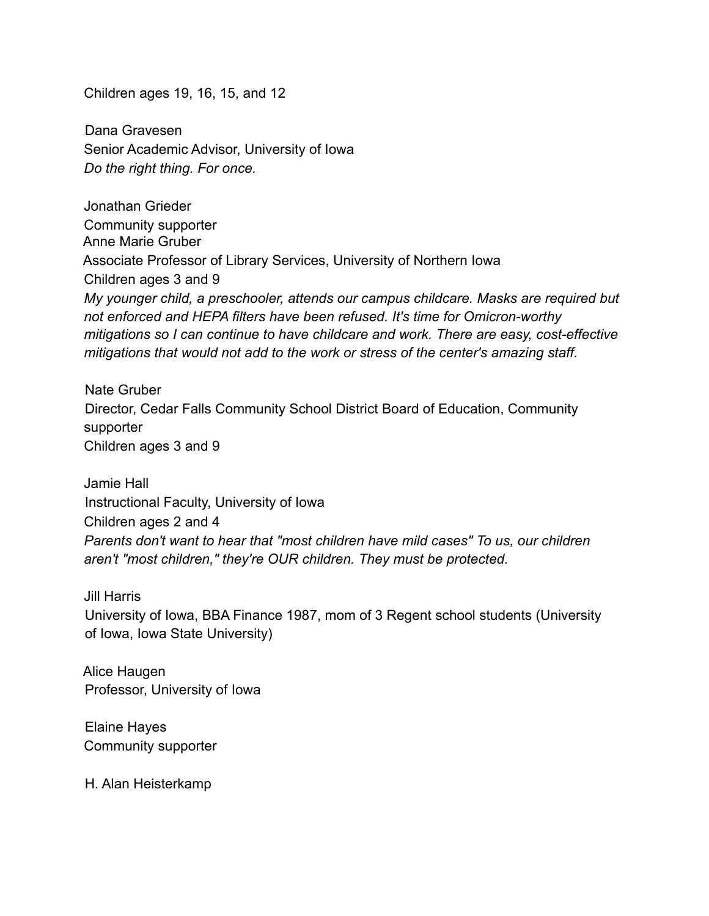Children ages 19, 16, 15, and 12

Dana Gravesen
Senior Academic Advisor, University of Iowa
*Do the right thing. For once.*

Jonathan Grieder
Community supporter
Anne Marie Gruber
Associate Professor of Library Services, University of Northern Iowa
Children ages 3 and 9
*My younger child, a preschooler, attends our campus childcare. Masks are required but not enforced and HEPA filters have been refused. It's time for Omicron-worthy mitigations so I can continue to have childcare and work. There are easy, cost-effective mitigations that would not add to the work or stress of the center's amazing staff.*

Nate Gruber
Director, Cedar Falls Community School District Board of Education, Community supporter
Children ages 3 and 9

Jamie Hall
Instructional Faculty, University of Iowa
Children ages 2 and 4
*Parents don't want to hear that "most children have mild cases" To us, our children aren't "most children," they're OUR children. They must be protected.*

Jill Harris
University of Iowa, BBA Finance 1987, mom of 3 Regent school students (University of Iowa, Iowa State University)

Alice Haugen
Professor, University of Iowa

Elaine Hayes
Community supporter

H. Alan Heisterkamp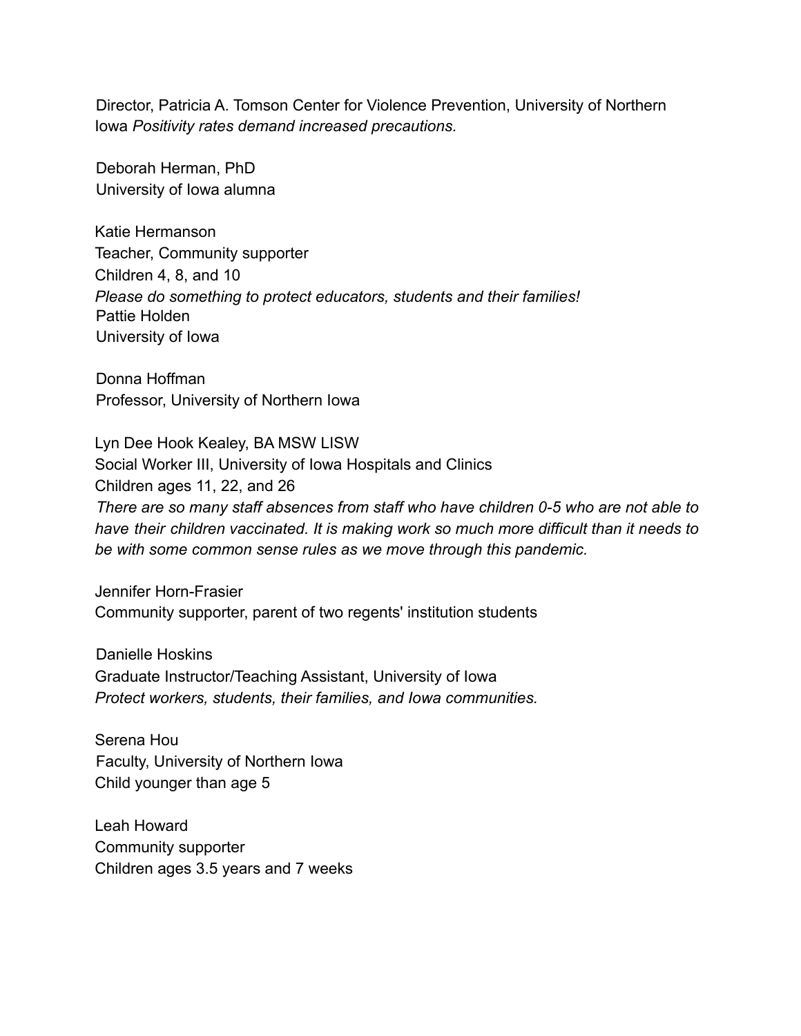Director, Patricia A. Tomson Center for Violence Prevention, University of Northern Iowa *Positivity rates demand increased precautions.*

Deborah Herman, PhD
University of Iowa alumna

Katie Hermanson
Teacher, Community supporter
Children 4, 8, and 10
*Please do something to protect educators, students and their families!*
Pattie Holden
University of Iowa

Donna Hoffman
Professor, University of Northern Iowa

Lyn Dee Hook Kealey, BA MSW LISW
Social Worker III, University of Iowa Hospitals and Clinics
Children ages 11, 22, and 26
*There are so many staff absences from staff who have children 0-5 who are not able to have their children vaccinated. It is making work so much more difficult than it needs to be with some common sense rules as we move through this pandemic.*

Jennifer Horn-Frasier
Community supporter, parent of two regents' institution students

Danielle Hoskins
Graduate Instructor/Teaching Assistant, University of Iowa
*Protect workers, students, their families, and Iowa communities.*

Serena Hou
Faculty, University of Northern Iowa
Child younger than age 5

Leah Howard
Community supporter
Children ages 3.5 years and 7 weeks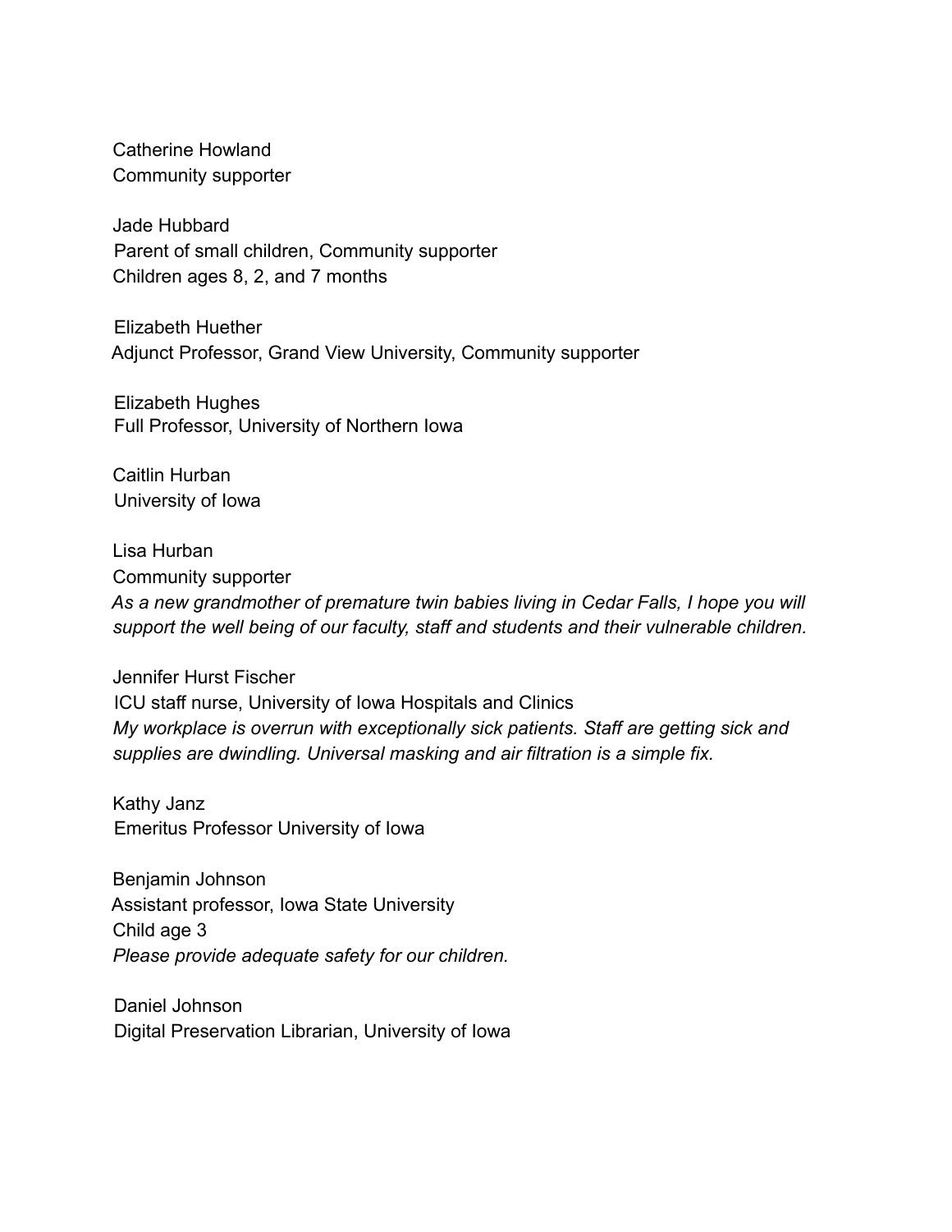Catherine Howland
Community supporter

Jade Hubbard
Parent of small children, Community supporter
Children ages 8, 2, and 7 months

Elizabeth Huether
Adjunct Professor, Grand View University, Community supporter

Elizabeth Hughes
Full Professor, University of Northern Iowa

Caitlin Hurban
University of Iowa

Lisa Hurban
Community supporter
*As a new grandmother of premature twin babies living in Cedar Falls, I hope you will support the well being of our faculty, staff and students and their vulnerable children.*

Jennifer Hurst Fischer
ICU staff nurse, University of Iowa Hospitals and Clinics
*My workplace is overrun with exceptionally sick patients. Staff are getting sick and supplies are dwindling. Universal masking and air filtration is a simple fix.*

Kathy Janz
Emeritus Professor University of Iowa

Benjamin Johnson
Assistant professor, Iowa State University
Child age 3
*Please provide adequate safety for our children.*

Daniel Johnson
Digital Preservation Librarian, University of Iowa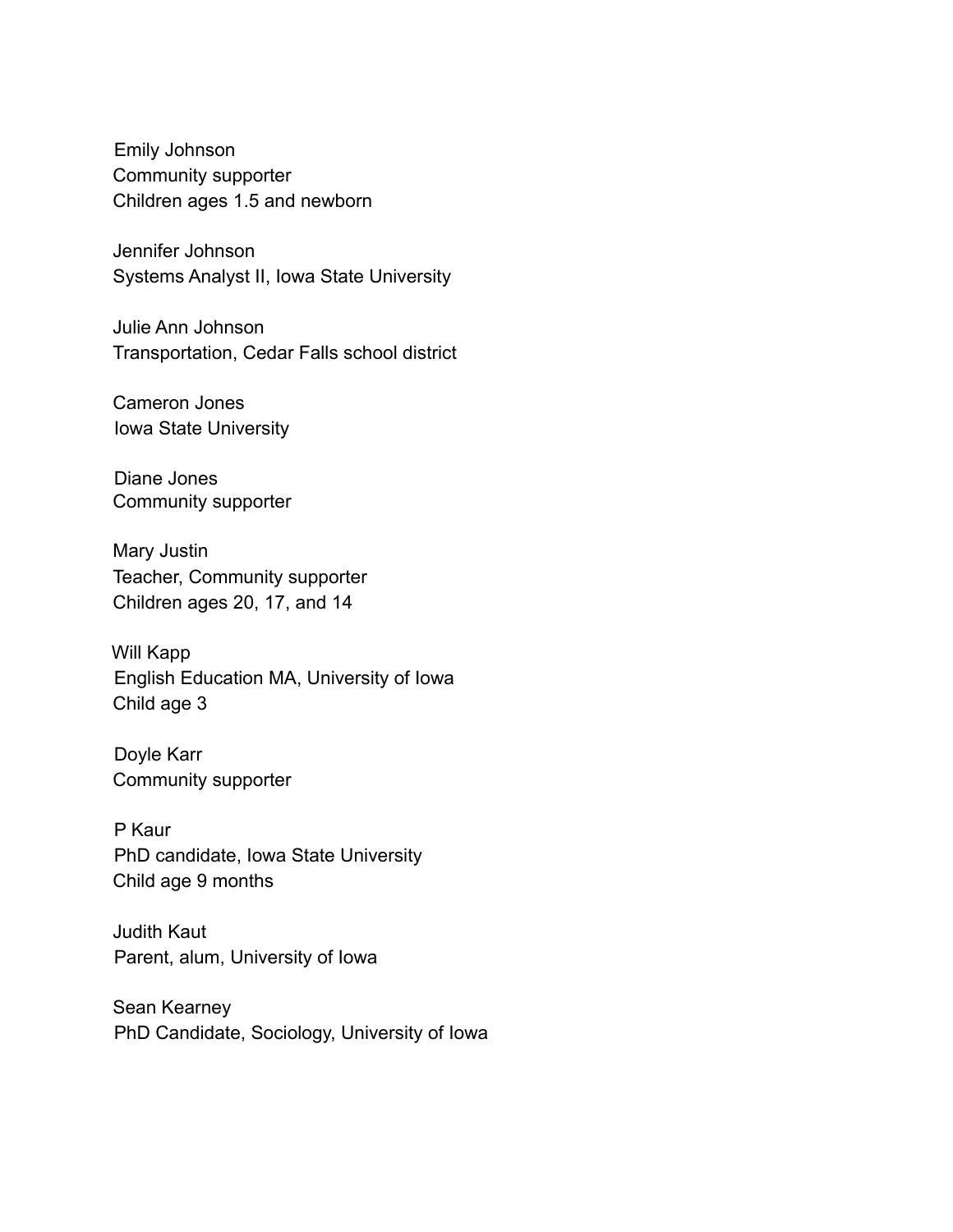Emily Johnson
Community supporter
Children ages 1.5 and newborn

Jennifer Johnson
Systems Analyst II, Iowa State University

Julie Ann Johnson
Transportation, Cedar Falls school district

Cameron Jones
Iowa State University

Diane Jones
Community supporter

Mary Justin
Teacher, Community supporter
Children ages 20, 17, and 14

Will Kapp
English Education MA, University of Iowa
Child age 3

Doyle Karr
Community supporter

P Kaur
PhD candidate, Iowa State University
Child age 9 months

Judith Kaut
Parent, alum, University of Iowa

Sean Kearney
PhD Candidate, Sociology, University of Iowa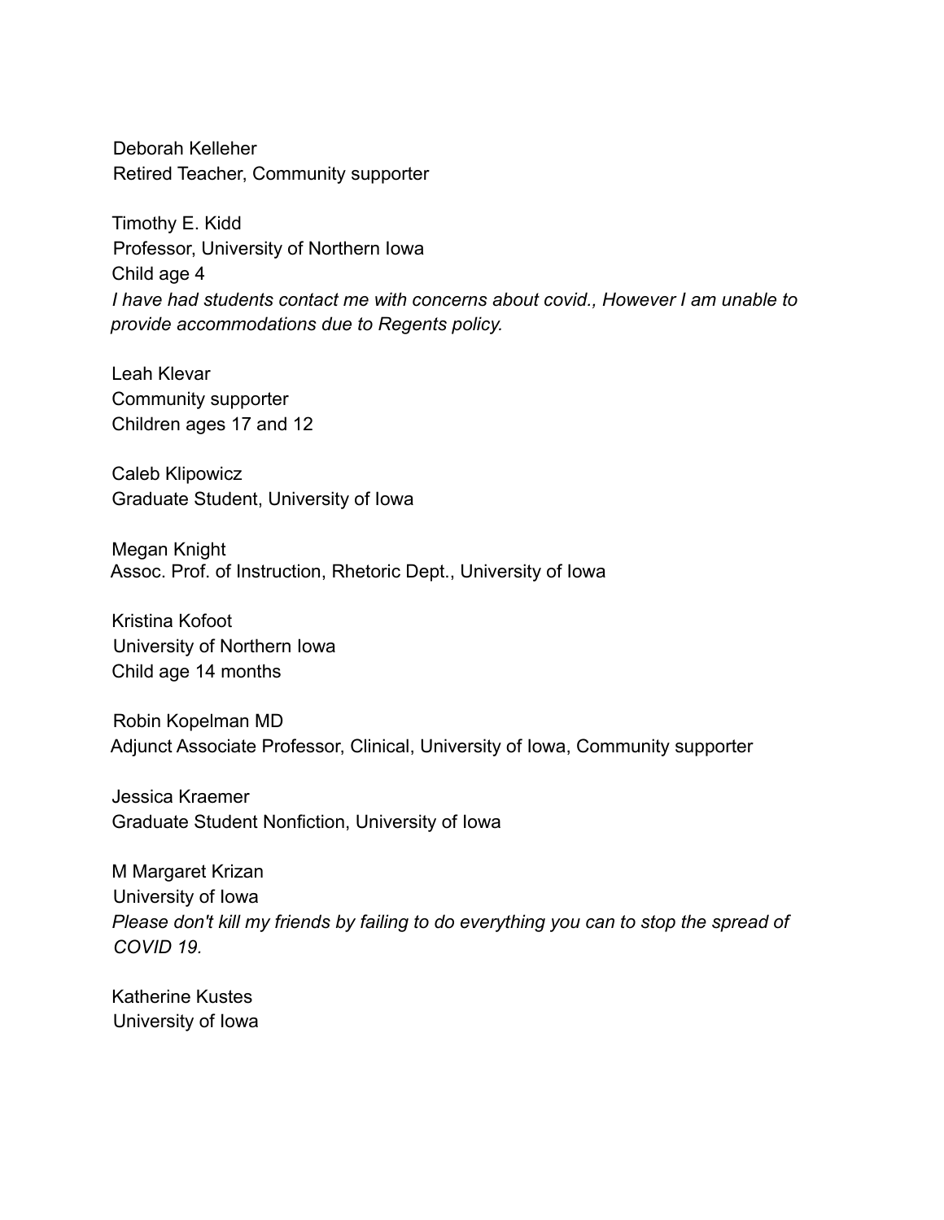Deborah Kelleher
Retired Teacher, Community supporter

Timothy E. Kidd
Professor, University of Northern Iowa
Child age 4
*I have had students contact me with concerns about covid., However I am unable to provide accommodations due to Regents policy.*

Leah Klevar
Community supporter
Children ages 17 and 12

Caleb Klipowicz
Graduate Student, University of Iowa

Megan Knight
Assoc. Prof. of Instruction, Rhetoric Dept., University of Iowa

Kristina Kofoot
University of Northern Iowa
Child age 14 months

Robin Kopelman MD
Adjunct Associate Professor, Clinical, University of Iowa, Community supporter

Jessica Kraemer
Graduate Student Nonfiction, University of Iowa

M Margaret Krizan
University of Iowa
*Please don't kill my friends by failing to do everything you can to stop the spread of COVID 19.*

Katherine Kustes
University of Iowa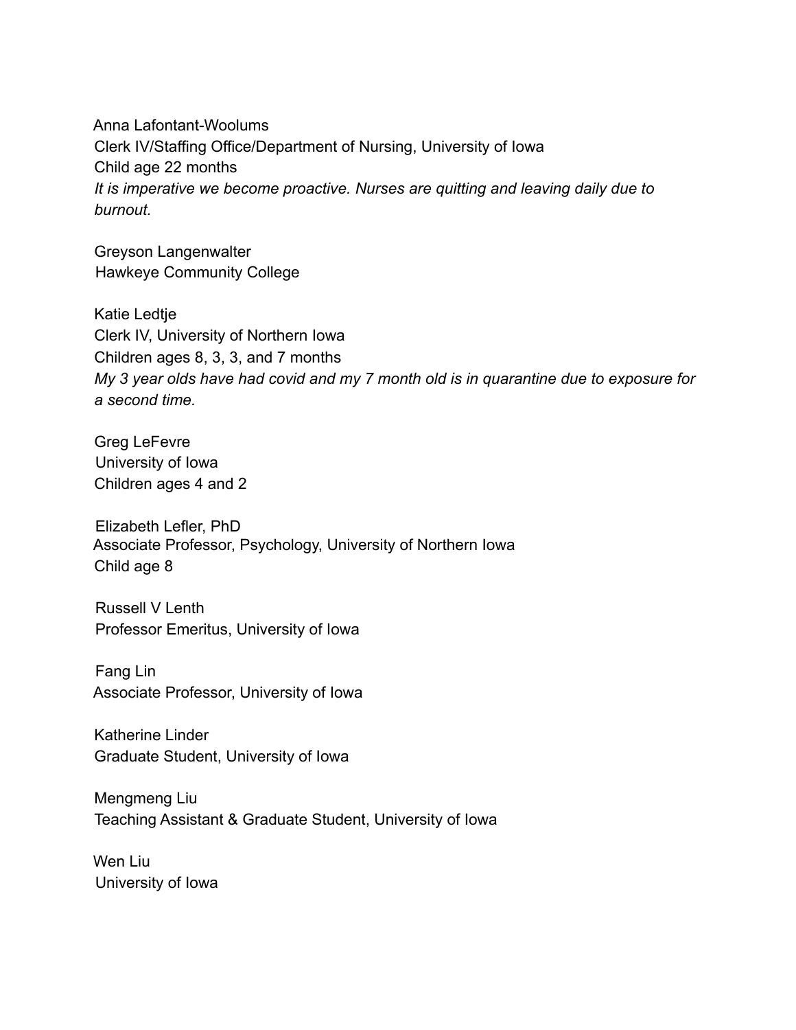Anna Lafontant-Woolums
Clerk IV/Staffing Office/Department of Nursing, University of Iowa
Child age 22 months
*It is imperative we become proactive. Nurses are quitting and leaving daily due to burnout.*

Greyson Langenwalter
Hawkeye Community College

Katie Ledtje
Clerk IV, University of Northern Iowa
Children ages 8, 3, 3, and 7 months
*My 3 year olds have had covid and my 7 month old is in quarantine due to exposure for a second time.*

Greg LeFevre
University of Iowa
Children ages 4 and 2

Elizabeth Lefler, PhD
Associate Professor, Psychology, University of Northern Iowa
Child age 8

Russell V Lenth
Professor Emeritus, University of Iowa

Fang Lin
Associate Professor, University of Iowa

Katherine Linder
Graduate Student, University of Iowa

Mengmeng Liu
Teaching Assistant & Graduate Student, University of Iowa

Wen Liu
University of Iowa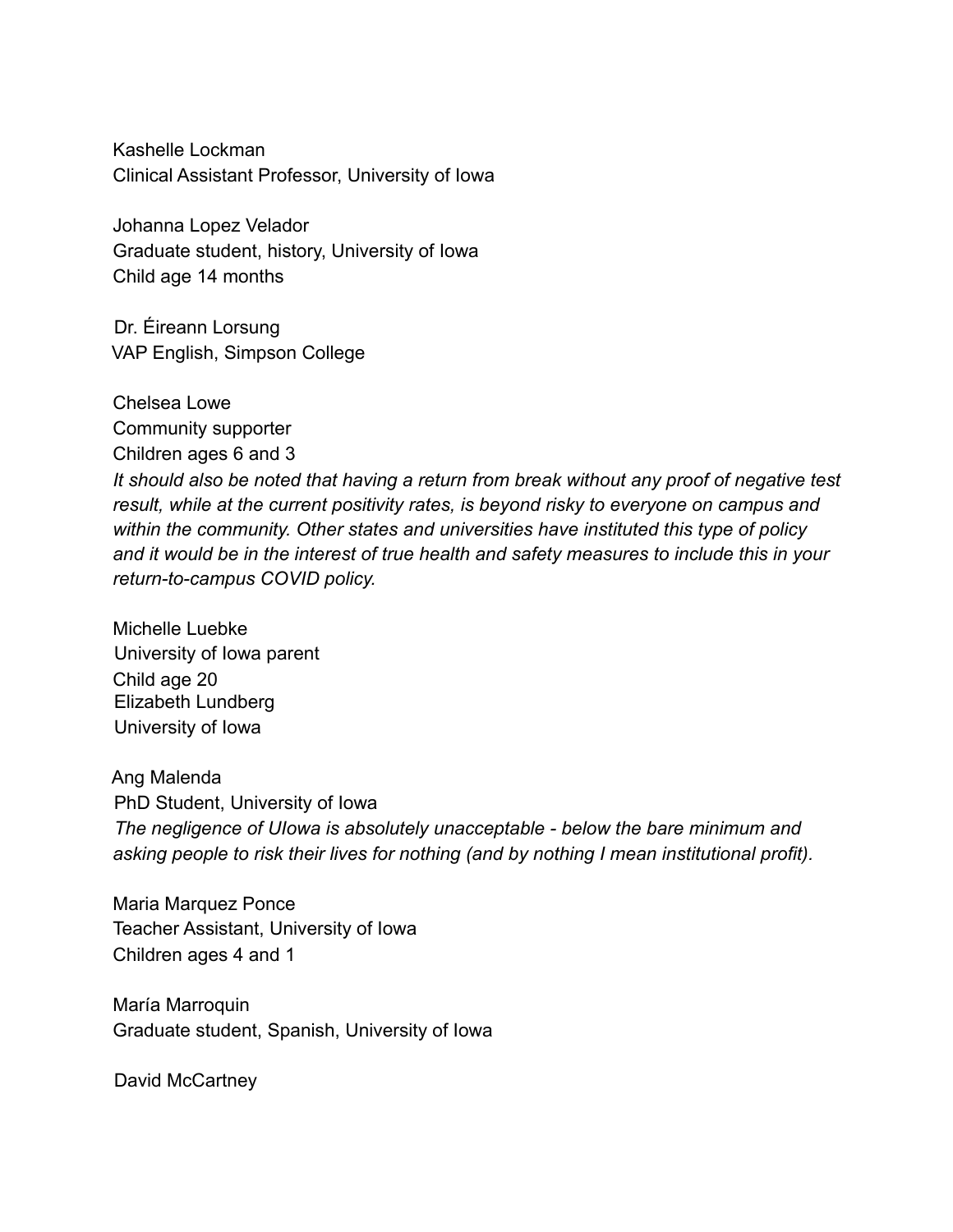Kashelle Lockman
Clinical Assistant Professor, University of Iowa

Johanna Lopez Velador
Graduate student, history, University of Iowa
Child age 14 months

Dr. Éireann Lorsung
VAP English, Simpson College

Chelsea Lowe
Community supporter
Children ages 6 and 3
*It should also be noted that having a return from break without any proof of negative test result, while at the current positivity rates, is beyond risky to everyone on campus and within the community. Other states and universities have instituted this type of policy and it would be in the interest of true health and safety measures to include this in your return-to-campus COVID policy.*

Michelle Luebke
University of Iowa parent
Child age 20
Elizabeth Lundberg
University of Iowa

Ang Malenda
PhD Student, University of Iowa
*The negligence of UIowa is absolutely unacceptable - below the bare minimum and asking people to risk their lives for nothing (and by nothing I mean institutional profit).*

Maria Marquez Ponce
Teacher Assistant, University of Iowa
Children ages 4 and 1

María Marroquin
Graduate student, Spanish, University of Iowa

David McCartney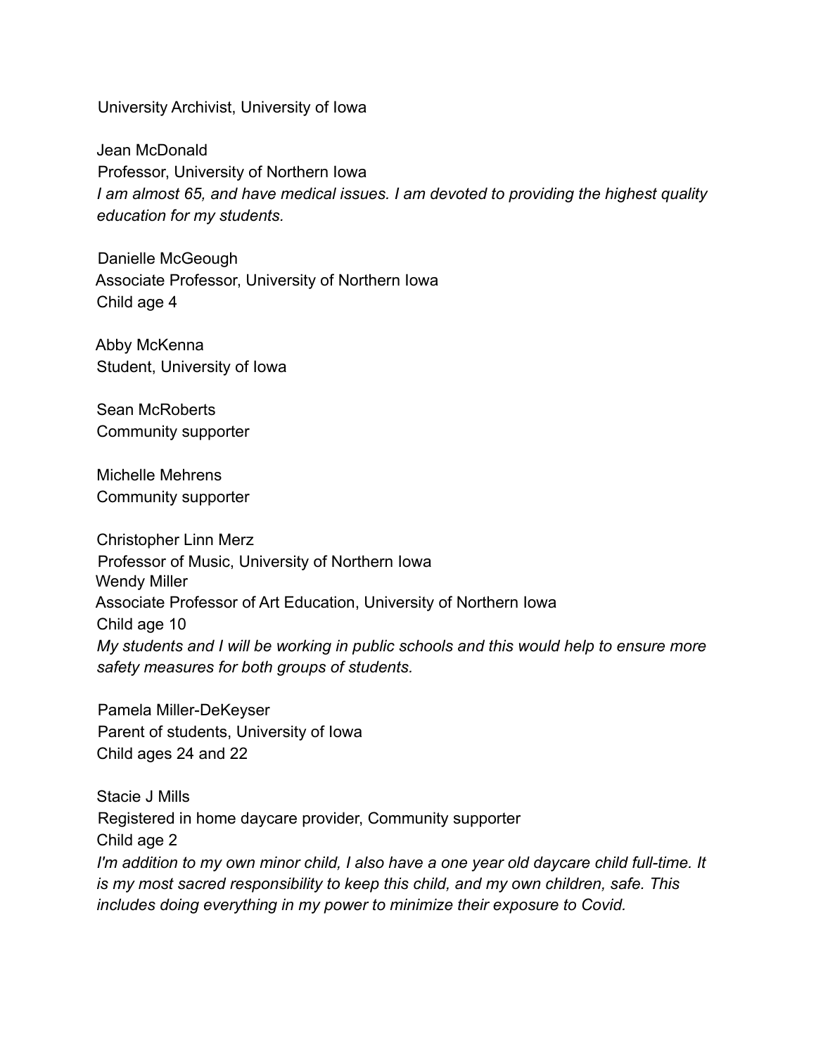University Archivist, University of Iowa

Jean McDonald
Professor, University of Northern Iowa
*I am almost 65, and have medical issues. I am devoted to providing the highest quality education for my students.*

Danielle McGeough
Associate Professor, University of Northern Iowa
Child age 4

Abby McKenna
Student, University of Iowa

Sean McRoberts
Community supporter

Michelle Mehrens
Community supporter

Christopher Linn Merz
Professor of Music, University of Northern Iowa
Wendy Miller
Associate Professor of Art Education, University of Northern Iowa
Child age 10
*My students and I will be working in public schools and this would help to ensure more safety measures for both groups of students.*

Pamela Miller-DeKeyser
Parent of students, University of Iowa
Child ages 24 and 22

Stacie J Mills
Registered in home daycare provider, Community supporter
Child age 2
*I'm addition to my own minor child, I also have a one year old daycare child full-time. It is my most sacred responsibility to keep this child, and my own children, safe. This includes doing everything in my power to minimize their exposure to Covid.*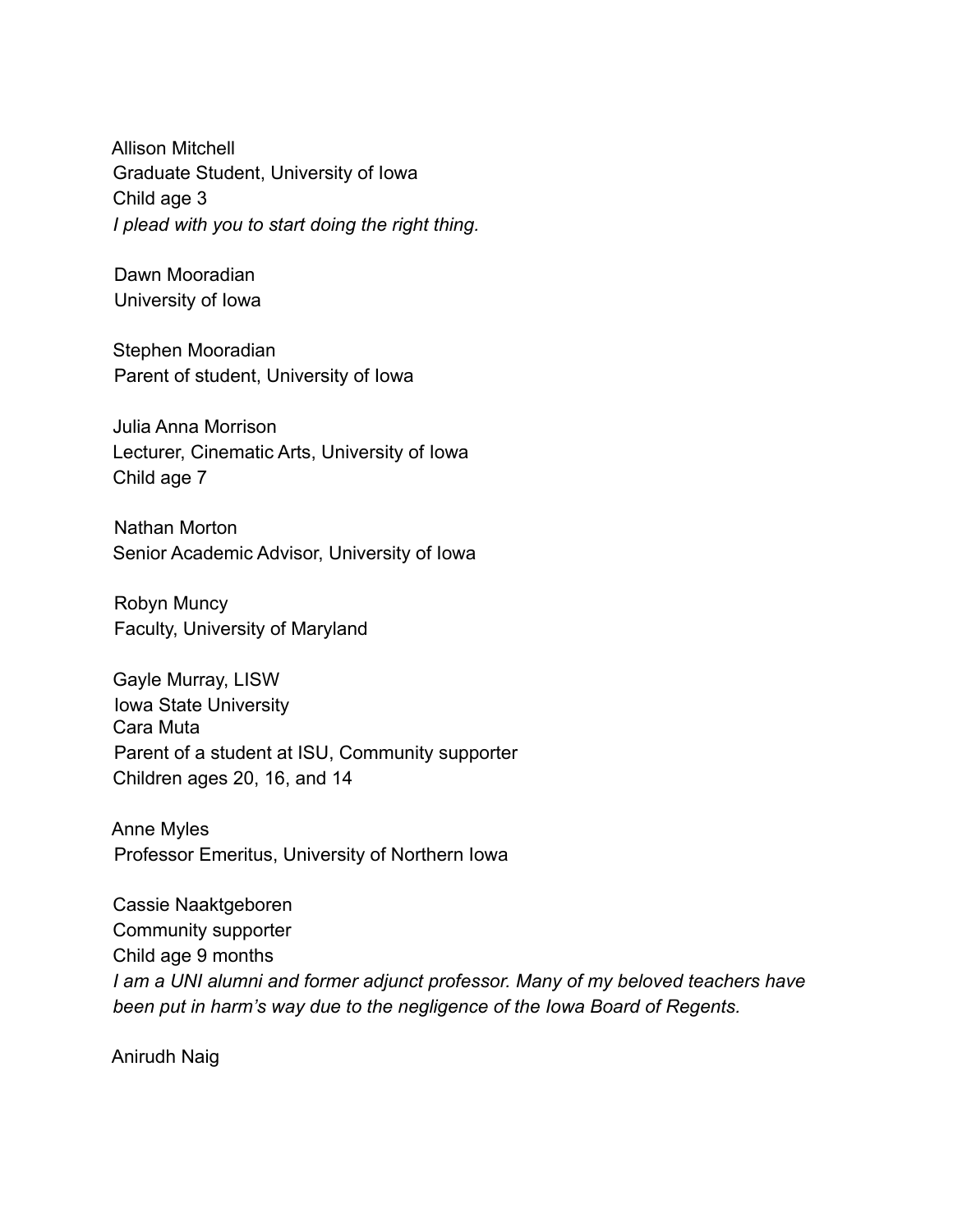Allison Mitchell
Graduate Student, University of Iowa
Child age 3
*I plead with you to start doing the right thing.*

Dawn Mooradian
University of Iowa

Stephen Mooradian
Parent of student, University of Iowa

Julia Anna Morrison
Lecturer, Cinematic Arts, University of Iowa
Child age 7

Nathan Morton
Senior Academic Advisor, University of Iowa

Robyn Muncy
Faculty, University of Maryland

Gayle Murray, LISW
Iowa State University

Cara Muta
Parent of a student at ISU, Community supporter
Children ages 20, 16, and 14

Anne Myles
Professor Emeritus, University of Northern Iowa

Cassie Naaktgeboren
Community supporter
Child age 9 months
*I am a UNI alumni and former adjunct professor. Many of my beloved teachers have been put in harm's way due to the negligence of the Iowa Board of Regents.*

Anirudh Naig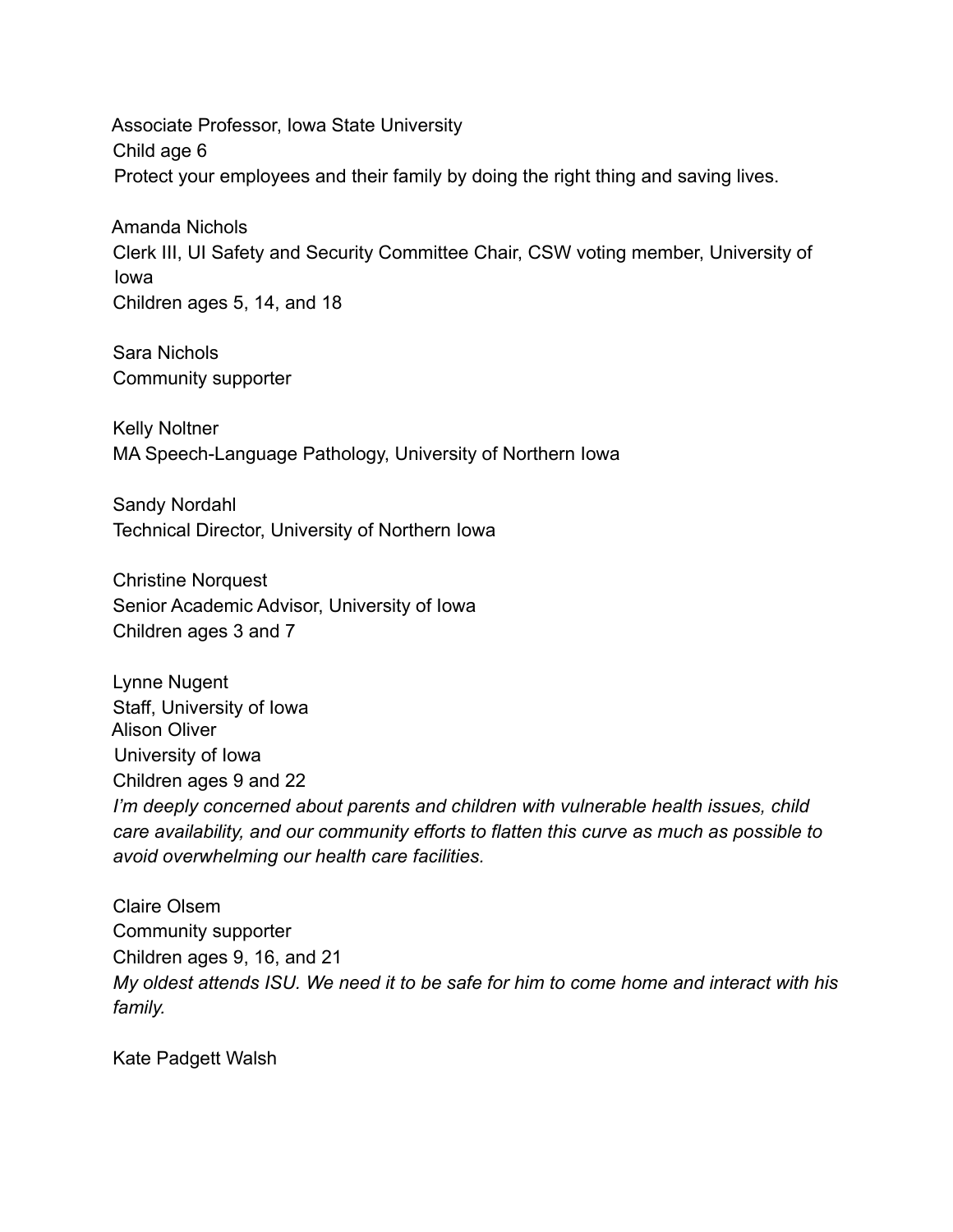Associate Professor, Iowa State University
Child age 6
Protect your employees and their family by doing the right thing and saving lives.

Amanda Nichols
Clerk III, UI Safety and Security Committee Chair, CSW voting member, University of Iowa
Children ages 5, 14, and 18

Sara Nichols
Community supporter

Kelly Noltner
MA Speech-Language Pathology, University of Northern Iowa

Sandy Nordahl
Technical Director, University of Northern Iowa

Christine Norquest
Senior Academic Advisor, University of Iowa
Children ages 3 and 7

Lynne Nugent
Staff, University of Iowa
Alison Oliver
University of Iowa
Children ages 9 and 22
*I'm deeply concerned about parents and children with vulnerable health issues, child care availability, and our community efforts to flatten this curve as much as possible to avoid overwhelming our health care facilities.*

Claire Olsem
Community supporter
Children ages 9, 16, and 21
*My oldest attends ISU. We need it to be safe for him to come home and interact with his family.*

Kate Padgett Walsh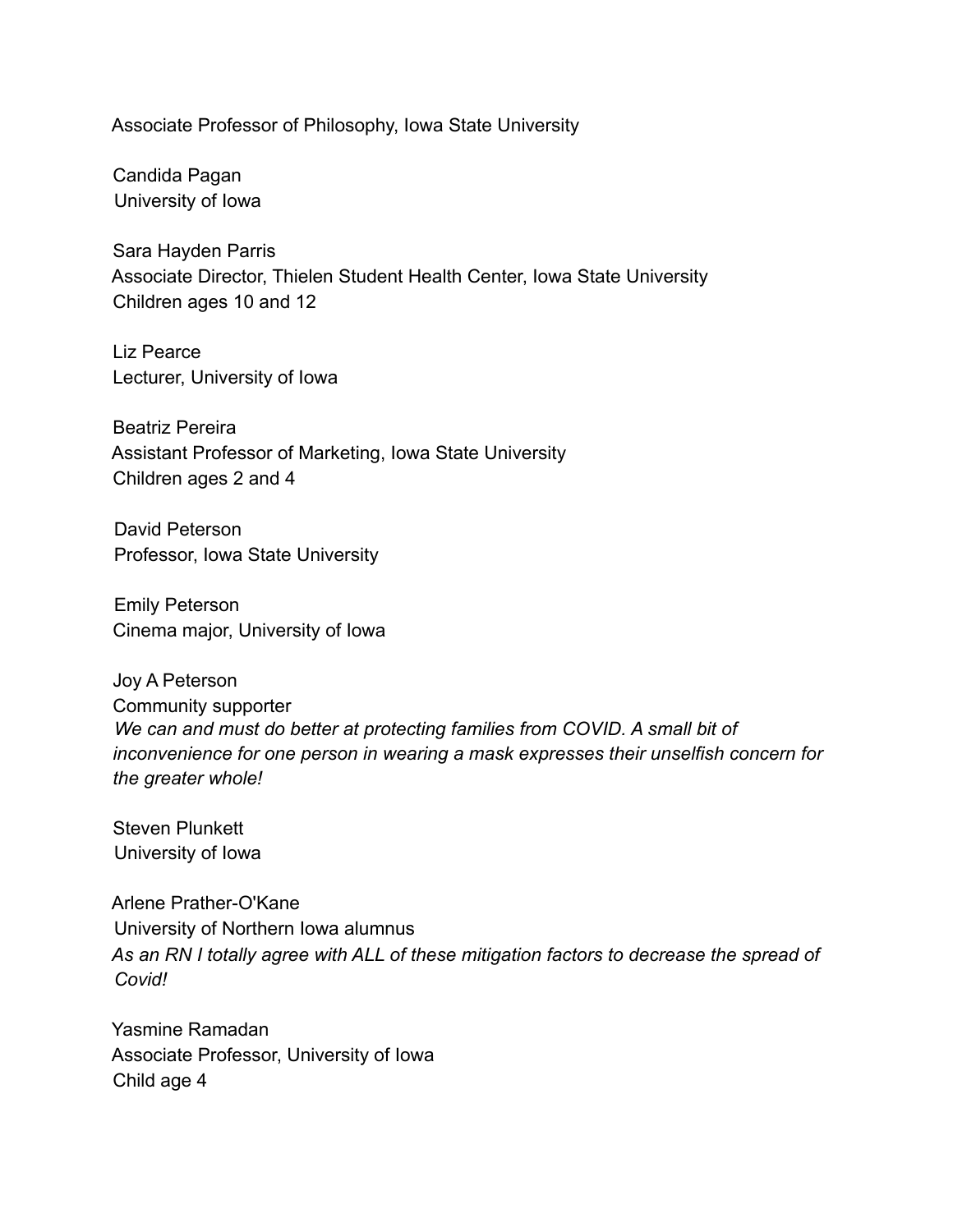Associate Professor of Philosophy, Iowa State University

Candida Pagan
University of Iowa

Sara Hayden Parris
Associate Director, Thielen Student Health Center, Iowa State University
Children ages 10 and 12

Liz Pearce
Lecturer, University of Iowa

Beatriz Pereira
Assistant Professor of Marketing, Iowa State University
Children ages 2 and 4

David Peterson
Professor, Iowa State University

Emily Peterson
Cinema major, University of Iowa

Joy A Peterson
Community supporter
*We can and must do better at protecting families from COVID. A small bit of inconvenience for one person in wearing a mask expresses their unselfish concern for the greater whole!*

Steven Plunkett
University of Iowa

Arlene Prather-O'Kane
University of Northern Iowa alumnus
*As an RN I totally agree with ALL of these mitigation factors to decrease the spread of Covid!*

Yasmine Ramadan
Associate Professor, University of Iowa
Child age 4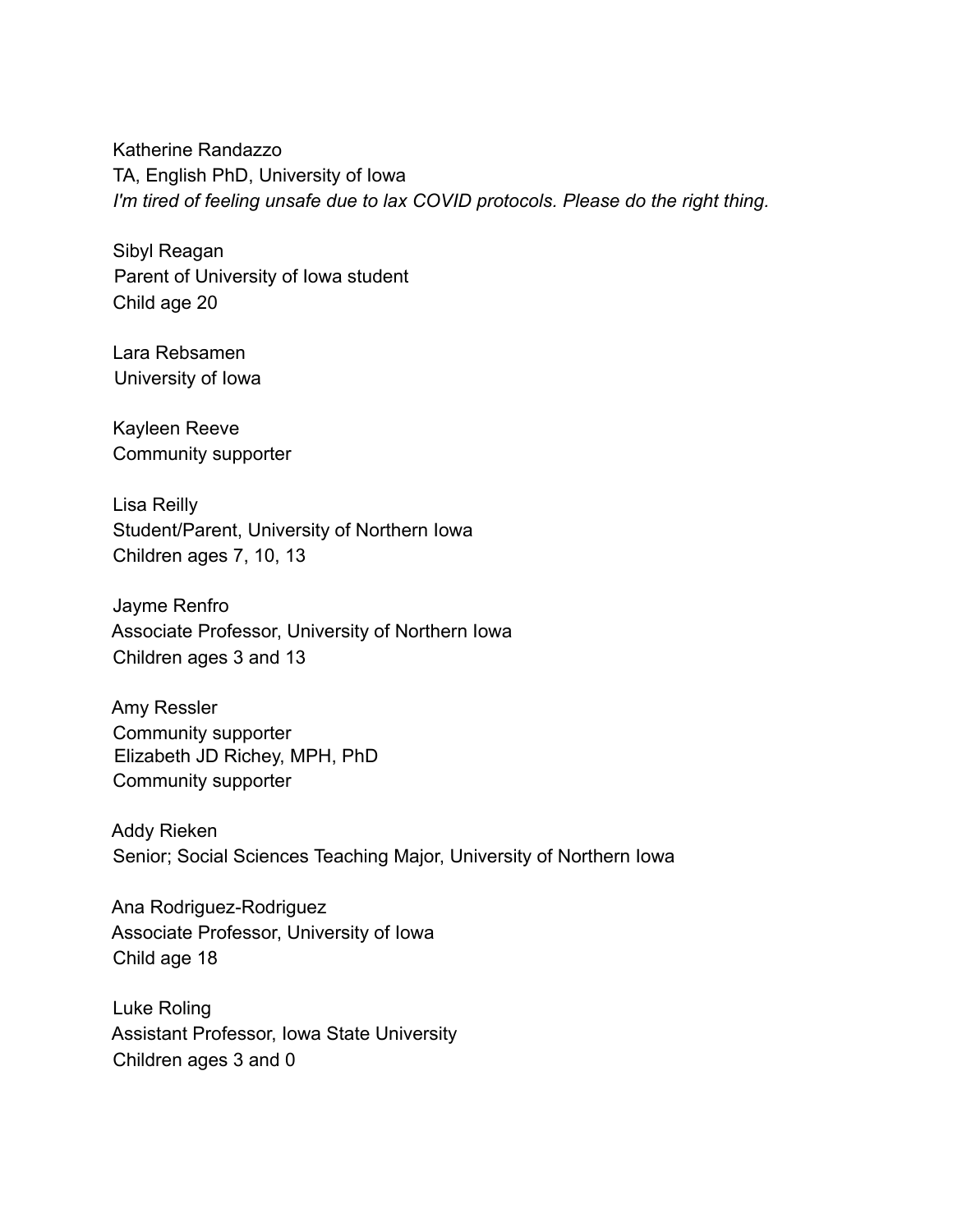Katherine Randazzo
TA, English PhD, University of Iowa
*I'm tired of feeling unsafe due to lax COVID protocols. Please do the right thing.*

Sibyl Reagan
Parent of University of Iowa student
Child age 20

Lara Rebsamen
University of Iowa

Kayleen Reeve
Community supporter

Lisa Reilly
Student/Parent, University of Northern Iowa
Children ages 7, 10, 13

Jayme Renfro
Associate Professor, University of Northern Iowa
Children ages 3 and 13

Amy Ressler
Community supporter
Elizabeth JD Richey, MPH, PhD
Community supporter

Addy Rieken
Senior; Social Sciences Teaching Major, University of Northern Iowa

Ana Rodriguez-Rodriguez
Associate Professor, University of Iowa
Child age 18

Luke Roling
Assistant Professor, Iowa State University
Children ages 3 and 0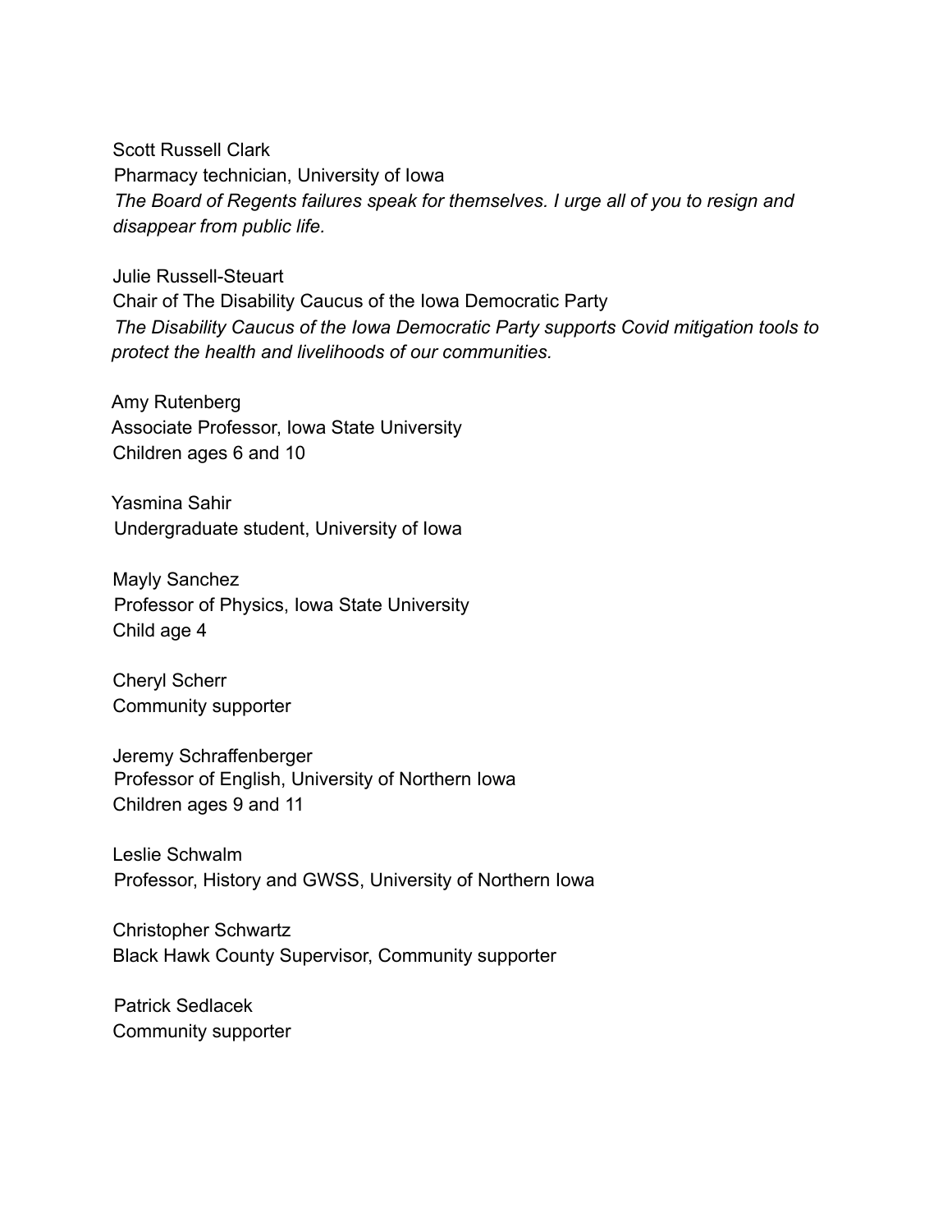Scott Russell Clark
Pharmacy technician, University of Iowa
*The Board of Regents failures speak for themselves. I urge all of you to resign and disappear from public life.*

Julie Russell-Steuart
Chair of The Disability Caucus of the Iowa Democratic Party
*The Disability Caucus of the Iowa Democratic Party supports Covid mitigation tools to protect the health and livelihoods of our communities.*

Amy Rutenberg
Associate Professor, Iowa State University
Children ages 6 and 10

Yasmina Sahir
Undergraduate student, University of Iowa

Mayly Sanchez
Professor of Physics, Iowa State University
Child age 4

Cheryl Scherr
Community supporter

Jeremy Schraffenberger
Professor of English, University of Northern Iowa
Children ages 9 and 11

Leslie Schwalm
Professor, History and GWSS, University of Northern Iowa

Christopher Schwartz
Black Hawk County Supervisor, Community supporter

Patrick Sedlacek
Community supporter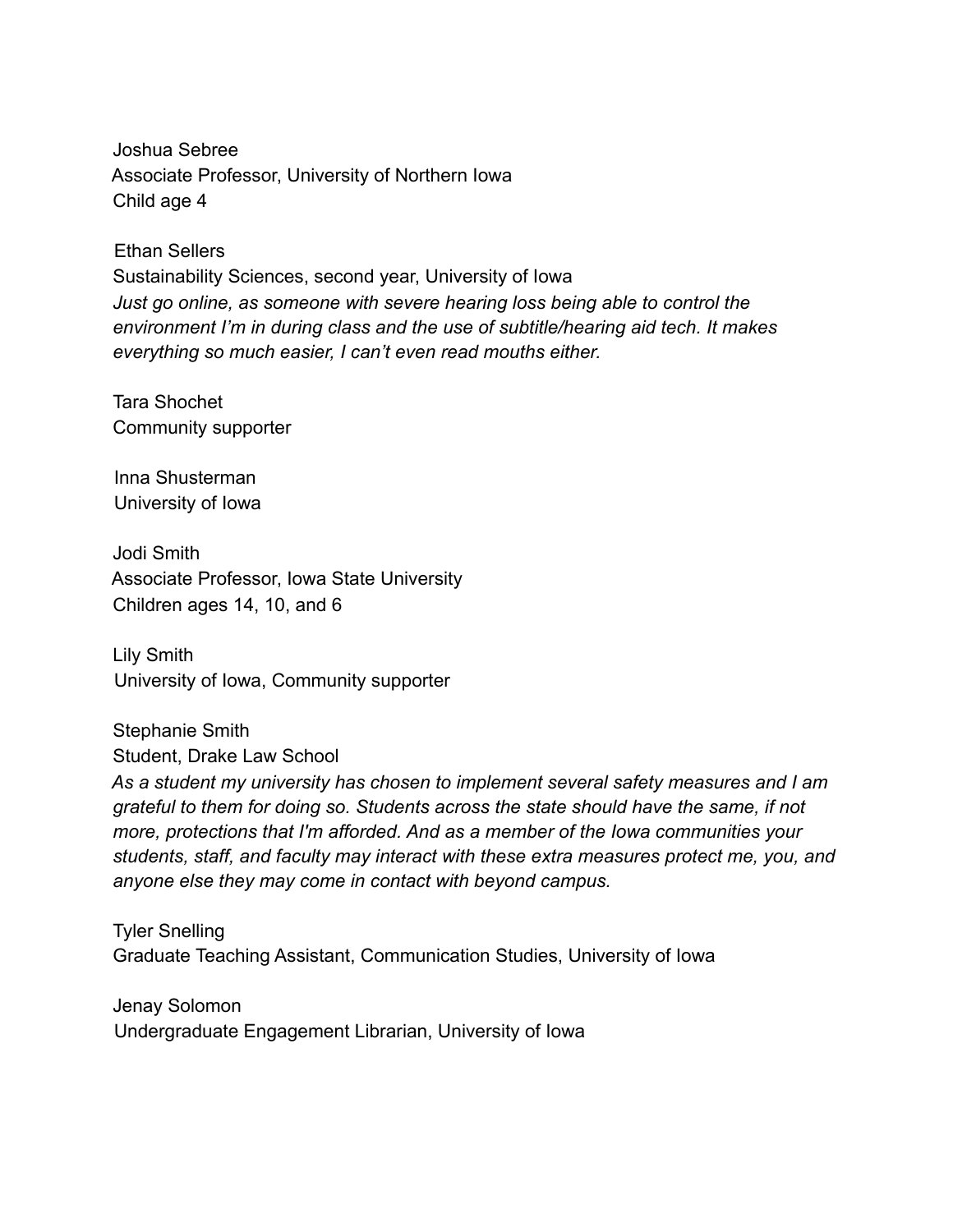Joshua Sebree
Associate Professor, University of Northern Iowa
Child age 4

Ethan Sellers
Sustainability Sciences, second year, University of Iowa
*Just go online, as someone with severe hearing loss being able to control the environment I'm in during class and the use of subtitle/hearing aid tech. It makes everything so much easier, I can't even read mouths either.*

Tara Shochet
Community supporter

Inna Shusterman
University of Iowa

Jodi Smith
Associate Professor, Iowa State University
Children ages 14, 10, and 6

Lily Smith
University of Iowa, Community supporter

Stephanie Smith
Student, Drake Law School
*As a student my university has chosen to implement several safety measures and I am grateful to them for doing so. Students across the state should have the same, if not more, protections that I'm afforded. And as a member of the Iowa communities your students, staff, and faculty may interact with these extra measures protect me, you, and anyone else they may come in contact with beyond campus.*

Tyler Snelling
Graduate Teaching Assistant, Communication Studies, University of Iowa

Jenay Solomon
Undergraduate Engagement Librarian, University of Iowa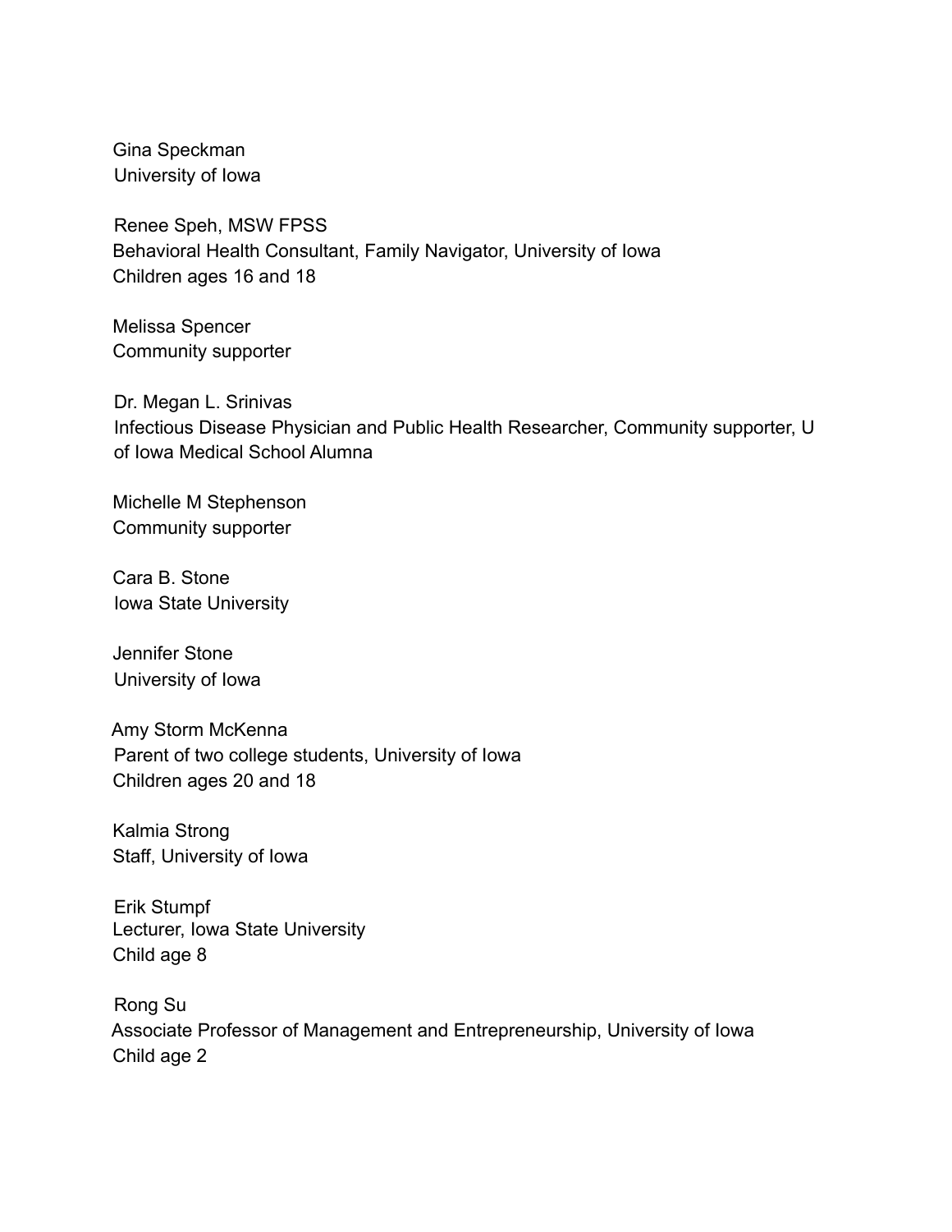Gina Speckman
University of Iowa

Renee Speh, MSW FPSS
Behavioral Health Consultant, Family Navigator, University of Iowa
Children ages 16 and 18

Melissa Spencer
Community supporter

Dr. Megan L. Srinivas
Infectious Disease Physician and Public Health Researcher, Community supporter, U of Iowa Medical School Alumna

Michelle M Stephenson
Community supporter

Cara B. Stone
Iowa State University

Jennifer Stone
University of Iowa

Amy Storm McKenna
Parent of two college students, University of Iowa
Children ages 20 and 18

Kalmia Strong
Staff, University of Iowa

Erik Stumpf
Lecturer, Iowa State University
Child age 8

Rong Su
Associate Professor of Management and Entrepreneurship, University of Iowa
Child age 2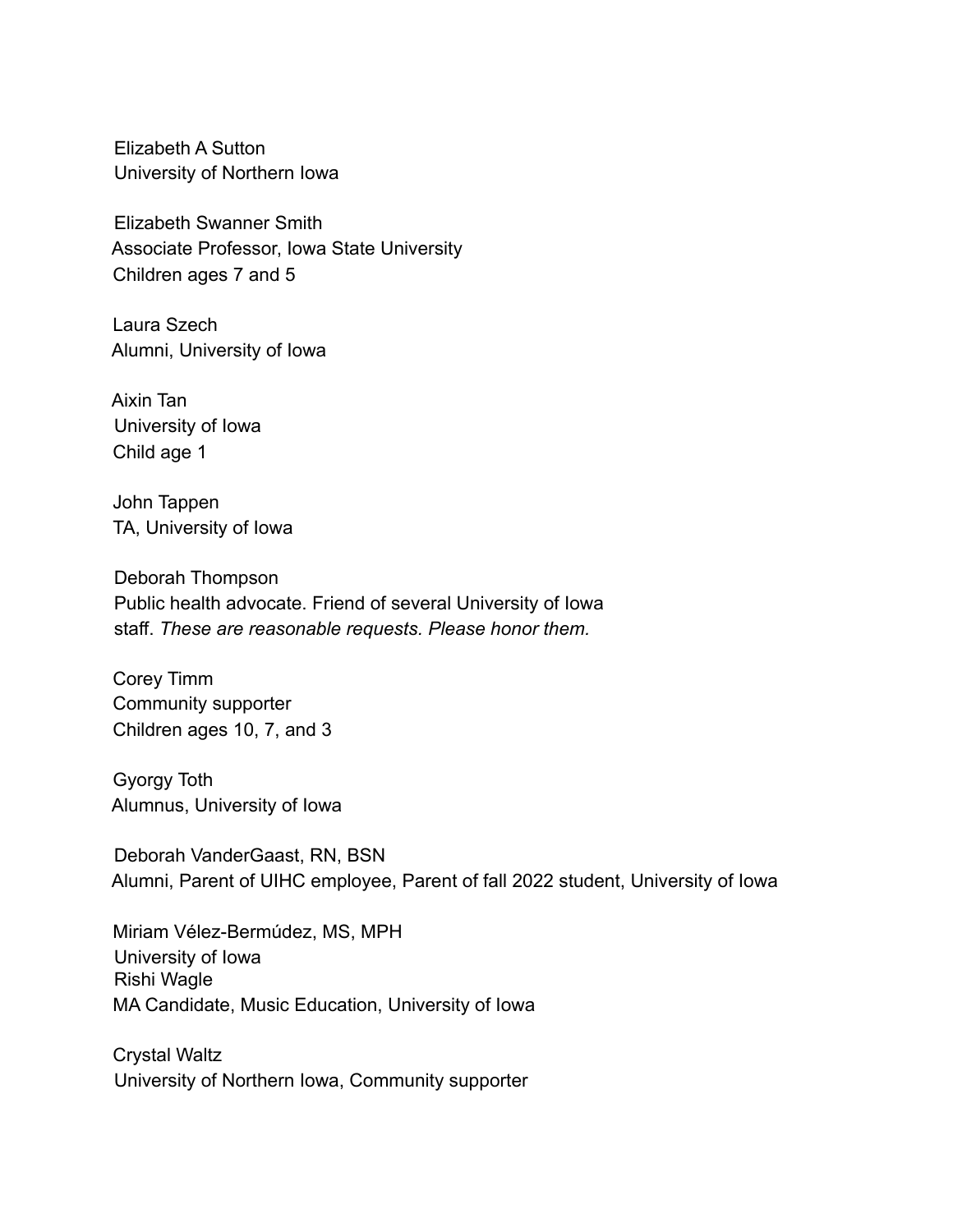Elizabeth A Sutton  
University of Northern Iowa

Elizabeth Swanner Smith  
Associate Professor, Iowa State University  
Children ages 7 and 5

Laura Szech  
Alumni, University of Iowa

Aixin Tan  
University of Iowa  
Child age 1

John Tappen  
TA, University of Iowa

Deborah Thompson  
Public health advocate. Friend of several University of Iowa staff. *These are reasonable requests. Please honor them.*

Corey Timm  
Community supporter  
Children ages 10, 7, and 3

Gyorgy Toth  
Alumnus, University of Iowa

Deborah VanderGaast, RN, BSN  
Alumni, Parent of UIHC employee, Parent of fall 2022 student, University of Iowa

Miriam Vélez-Bermúdez, MS, MPH  
University of Iowa

Rishi Wagle  
MA Candidate, Music Education, University of Iowa

Crystal Waltz  
University of Northern Iowa, Community supporter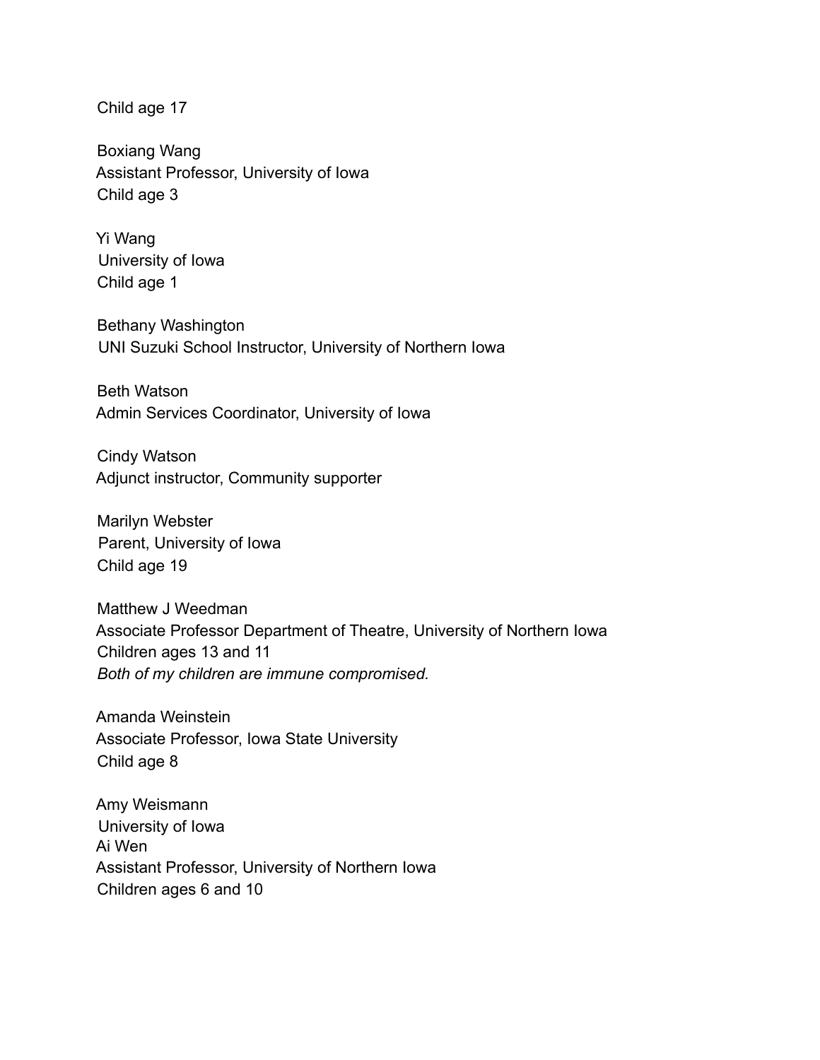Child age 17

Boxiang Wang
Assistant Professor, University of Iowa
Child age 3

Yi Wang
University of Iowa
Child age 1

Bethany Washington
UNI Suzuki School Instructor, University of Northern Iowa

Beth Watson
Admin Services Coordinator, University of Iowa

Cindy Watson
Adjunct instructor, Community supporter

Marilyn Webster
Parent, University of Iowa
Child age 19

Matthew J Weedman
Associate Professor Department of Theatre, University of Northern Iowa
Children ages 13 and 11
*Both of my children are immune compromised.*

Amanda Weinstein
Associate Professor, Iowa State University
Child age 8

Amy Weismann
University of Iowa
Ai Wen
Assistant Professor, University of Northern Iowa
Children ages 6 and 10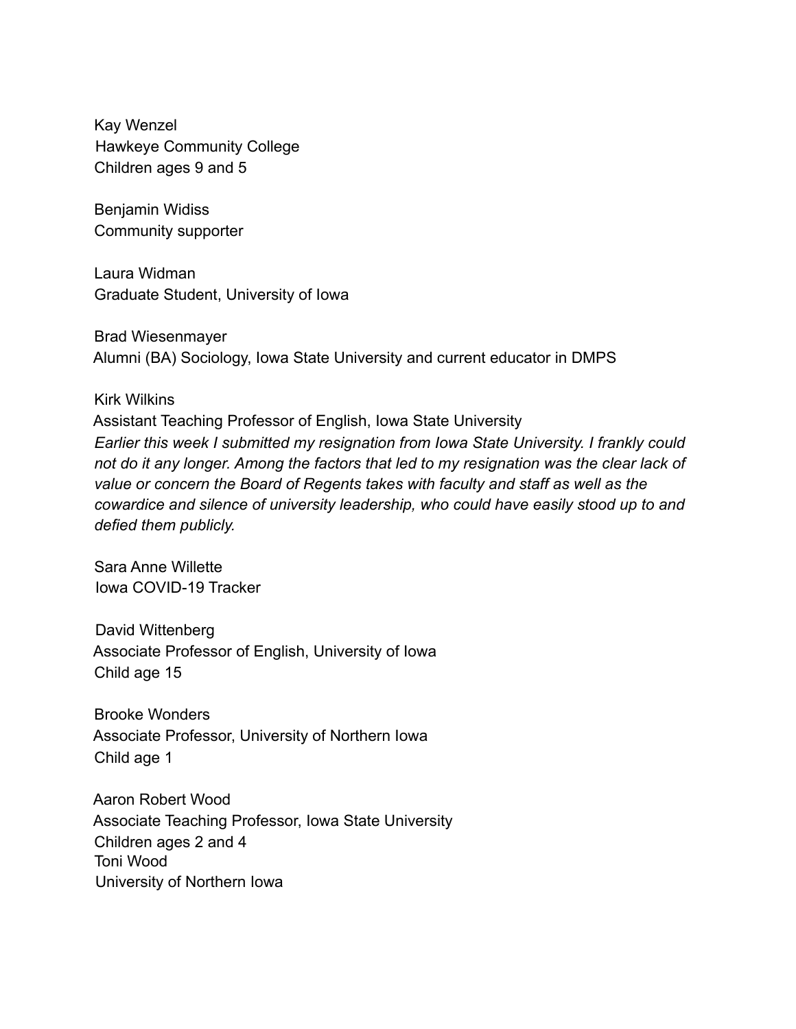Kay Wenzel
Hawkeye Community College
Children ages 9 and 5

Benjamin Widiss
Community supporter

Laura Widman
Graduate Student, University of Iowa

Brad Wiesenmayer
Alumni (BA) Sociology, Iowa State University and current educator in DMPS

Kirk Wilkins
Assistant Teaching Professor of English, Iowa State University
*Earlier this week I submitted my resignation from Iowa State University. I frankly could not do it any longer. Among the factors that led to my resignation was the clear lack of value or concern the Board of Regents takes with faculty and staff as well as the cowardice and silence of university leadership, who could have easily stood up to and defied them publicly.*

Sara Anne Willette
Iowa COVID-19 Tracker

David Wittenberg
Associate Professor of English, University of Iowa
Child age 15

Brooke Wonders
Associate Professor, University of Northern Iowa
Child age 1

Aaron Robert Wood
Associate Teaching Professor, Iowa State University
Children ages 2 and 4

Toni Wood
University of Northern Iowa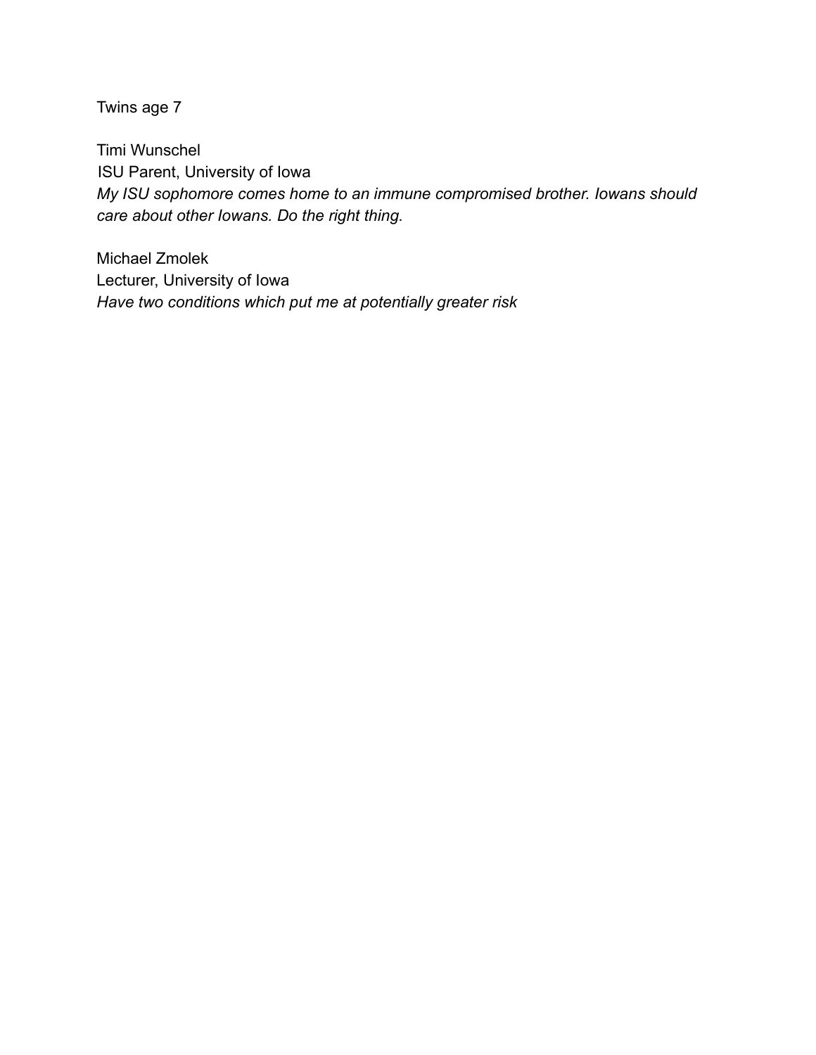Twins age 7

Timi Wunschel
ISU Parent, University of Iowa
*My ISU sophomore comes home to an immune compromised brother. Iowans should care about other Iowans. Do the right thing.*

Michael Zmolek
Lecturer, University of Iowa
*Have two conditions which put me at potentially greater risk*